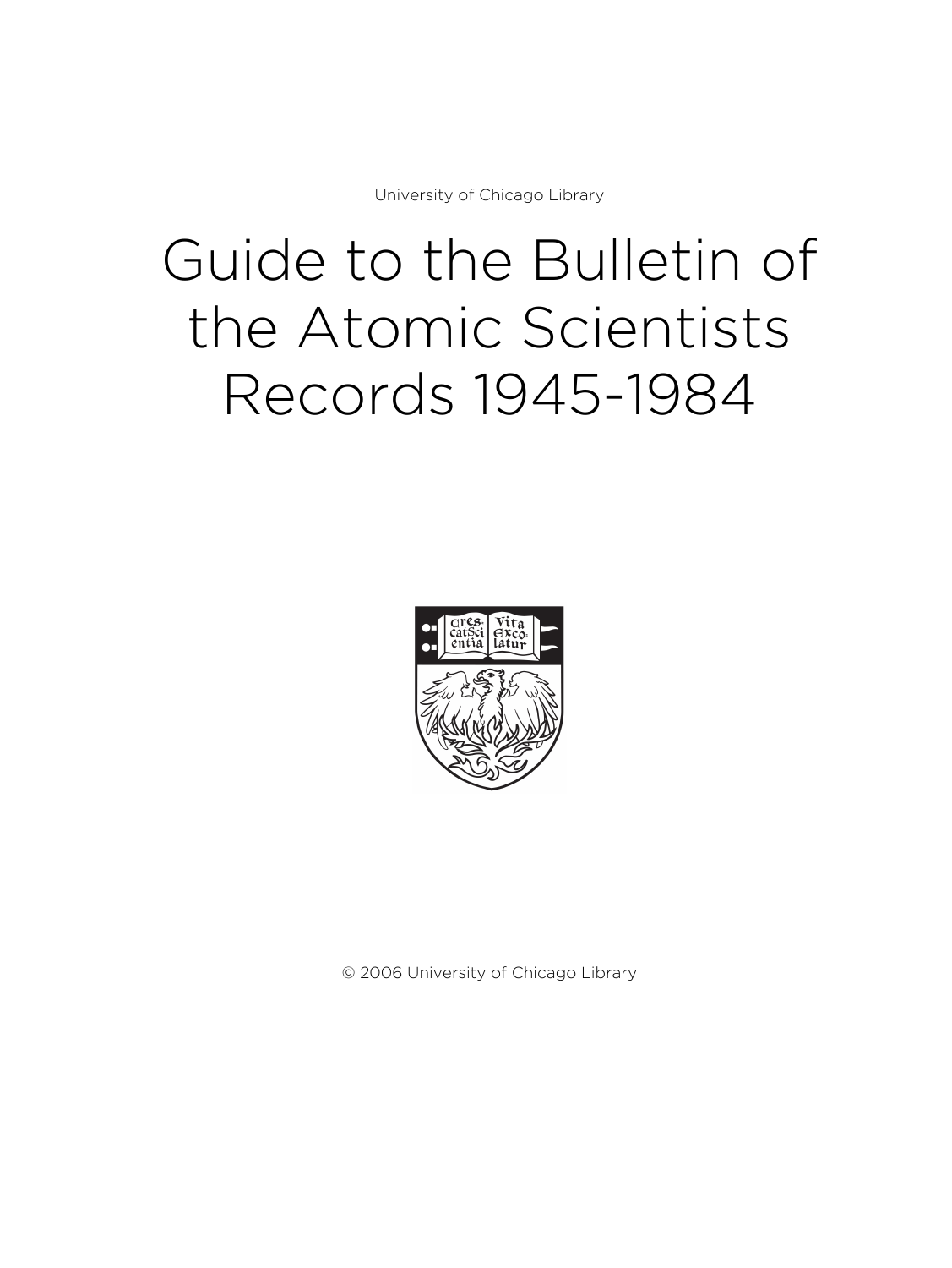University of Chicago Library

# Guide to the Bulletin of the Atomic Scientists Records 1945-1984

© 2006 University of Chicago Library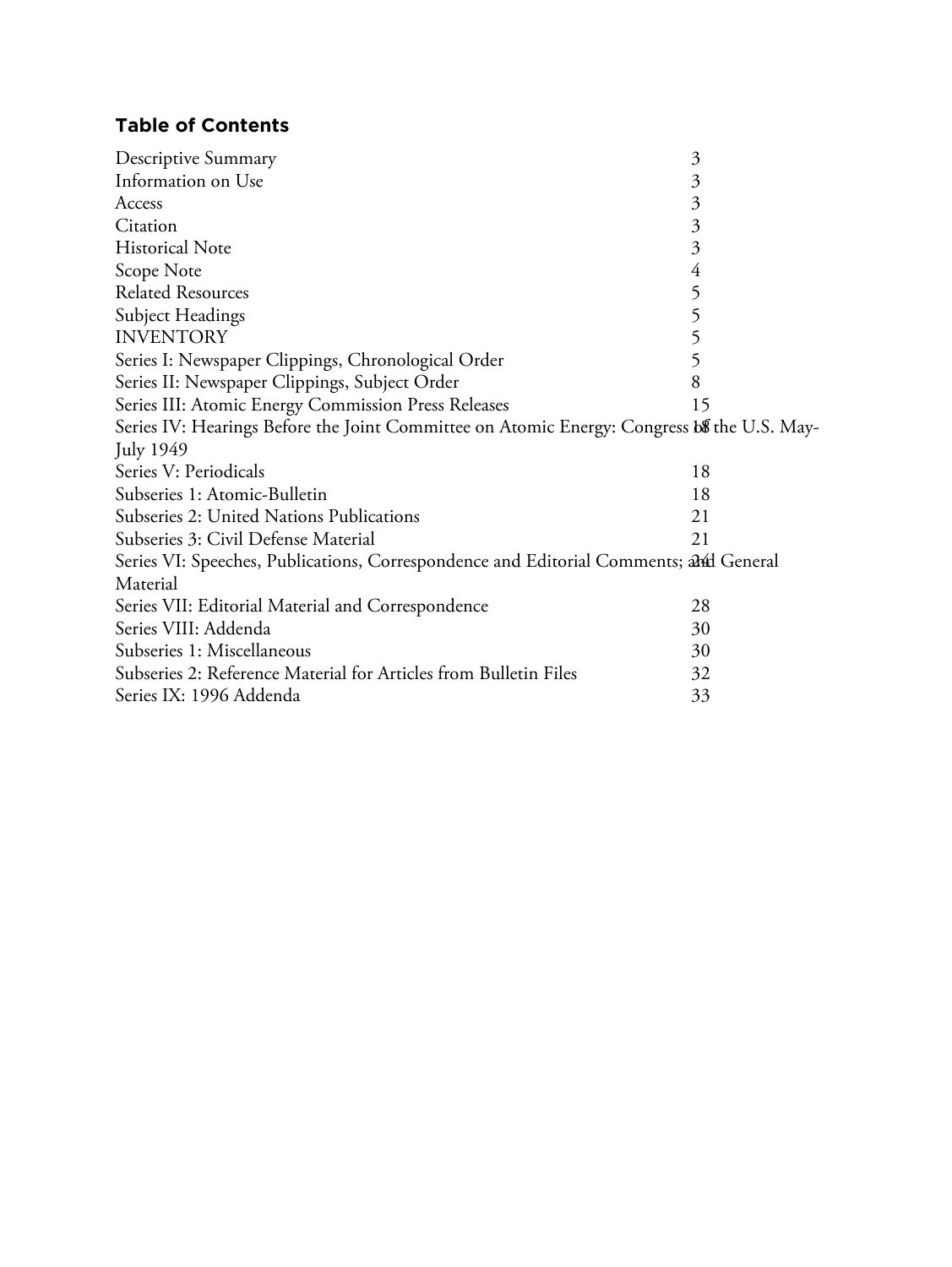## Table of Contents

| | |
|---|---|
| Descriptive Summary | 3 |
| Information on Use | 3 |
| Access | 3 |
| Citation | 3 |
| Historical Note | 3 |
| Scope Note | 4 |
| Related Resources | 5 |
| Subject Headings | 5 |
| INVENTORY | 5 |
| Series I: Newspaper Clippings, Chronological Order | 5 |
| Series II: Newspaper Clippings, Subject Order | 8 |
| Series III: Atomic Energy Commission Press Releases | 15 |
| Series IV: Hearings Before the Joint Committee on Atomic Energy: Congress of the U.S. May-July 1949 | 18 |
| Series V: Periodicals | 18 |
| Subseries 1: Atomic-Bulletin | 18 |
| Subseries 2: United Nations Publications | 21 |
| Subseries 3: Civil Defense Material | 21 |
| Series VI: Speeches, Publications, Correspondence and Editorial Comments; and General Material | 24 |
| Series VII: Editorial Material and Correspondence | 28 |
| Series VIII: Addenda | 30 |
| Subseries 1: Miscellaneous | 30 |
| Subseries 2: Reference Material for Articles from Bulletin Files | 32 |
| Series IX: 1996 Addenda | 33 |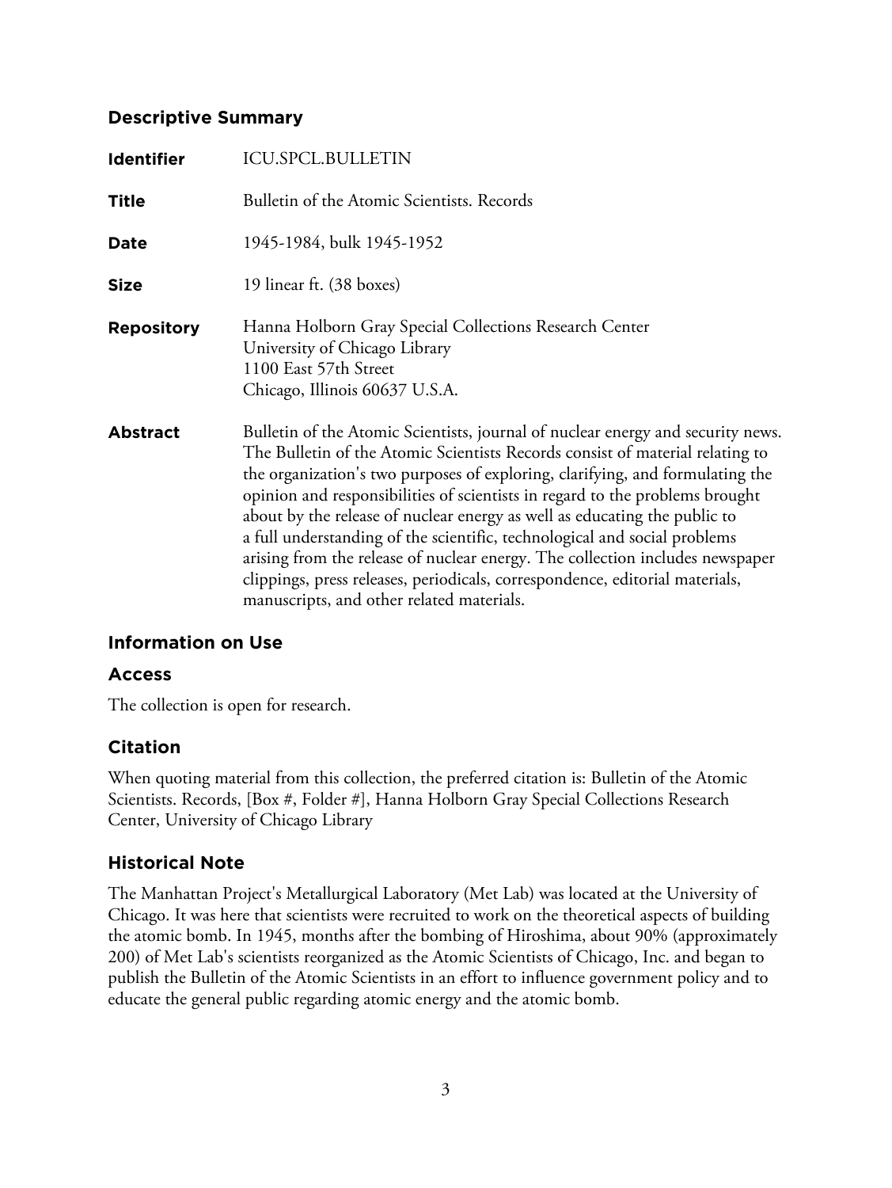## Descriptive Summary

| | |
|---|---|
| **Identifier** | ICU.SPCL.BULLETIN |
| **Title** | Bulletin of the Atomic Scientists. Records |
| **Date** | 1945-1984, bulk 1945-1952 |
| **Size** | 19 linear ft. (38 boxes) |
| **Repository** | Hanna Holborn Gray Special Collections Research Center<br>University of Chicago Library<br>1100 East 57th Street<br>Chicago, Illinois 60637 U.S.A. |
| **Abstract** | Bulletin of the Atomic Scientists, journal of nuclear energy and security news. The Bulletin of the Atomic Scientists Records consist of material relating to the organization's two purposes of exploring, clarifying, and formulating the opinion and responsibilities of scientists in regard to the problems brought about by the release of nuclear energy as well as educating the public to a full understanding of the scientific, technological and social problems arising from the release of nuclear energy. The collection includes newspaper clippings, press releases, periodicals, correspondence, editorial materials, manuscripts, and other related materials. |

## Information on Use

### Access

The collection is open for research.

### Citation

When quoting material from this collection, the preferred citation is: Bulletin of the Atomic Scientists. Records, [Box #, Folder #], Hanna Holborn Gray Special Collections Research Center, University of Chicago Library

### Historical Note

The Manhattan Project's Metallurgical Laboratory (Met Lab) was located at the University of Chicago. It was here that scientists were recruited to work on the theoretical aspects of building the atomic bomb. In 1945, months after the bombing of Hiroshima, about 90% (approximately 200) of Met Lab's scientists reorganized as the Atomic Scientists of Chicago, Inc. and began to publish the Bulletin of the Atomic Scientists in an effort to influence government policy and to educate the general public regarding atomic energy and the atomic bomb.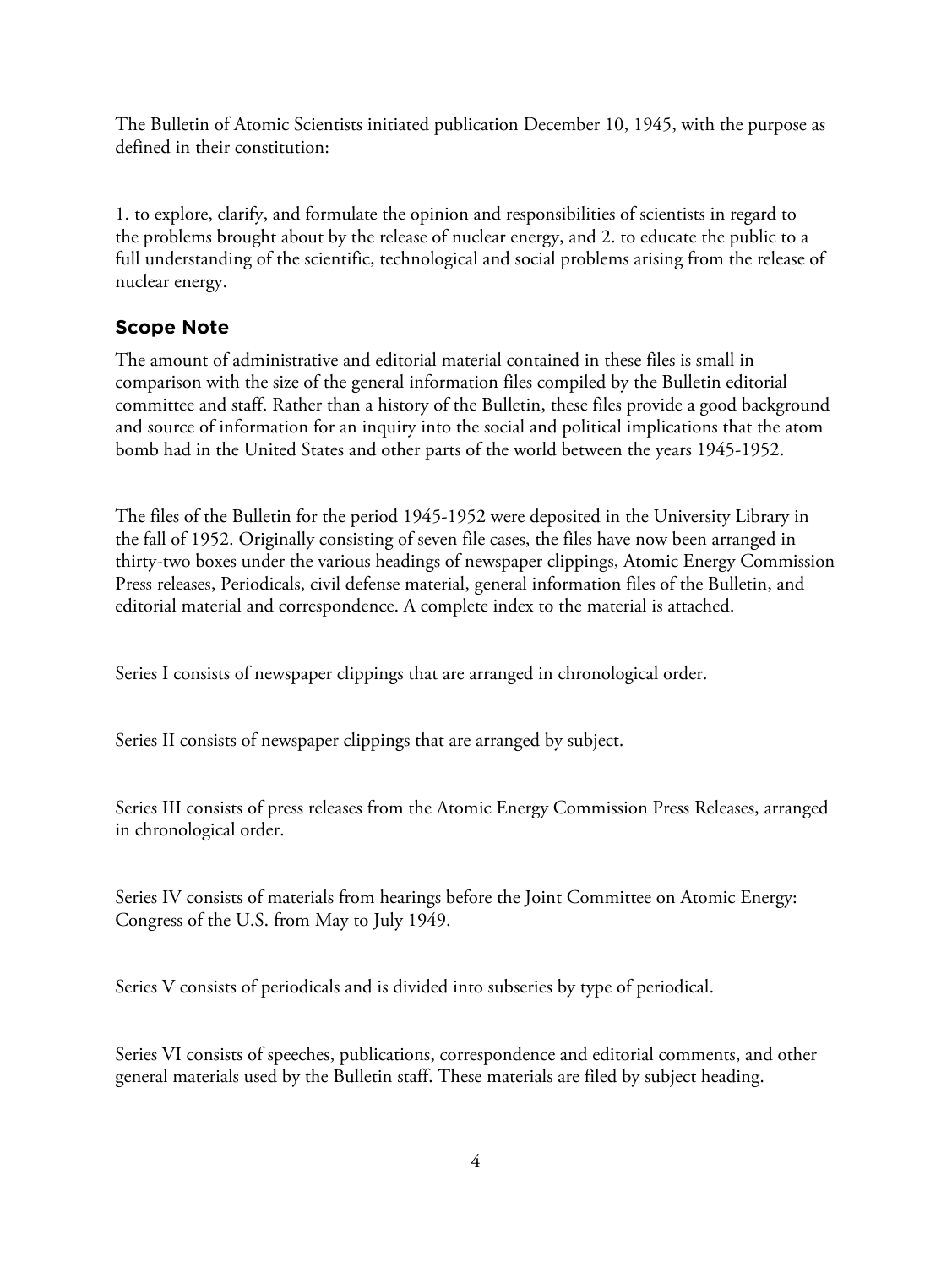The Bulletin of Atomic Scientists initiated publication December 10, 1945, with the purpose as defined in their constitution:

1. to explore, clarify, and formulate the opinion and responsibilities of scientists in regard to the problems brought about by the release of nuclear energy, and 2. to educate the public to a full understanding of the scientific, technological and social problems arising from the release of nuclear energy.

## Scope Note

The amount of administrative and editorial material contained in these files is small in comparison with the size of the general information files compiled by the Bulletin editorial committee and staff. Rather than a history of the Bulletin, these files provide a good background and source of information for an inquiry into the social and political implications that the atom bomb had in the United States and other parts of the world between the years 1945-1952.

The files of the Bulletin for the period 1945-1952 were deposited in the University Library in the fall of 1952. Originally consisting of seven file cases, the files have now been arranged in thirty-two boxes under the various headings of newspaper clippings, Atomic Energy Commission Press releases, Periodicals, civil defense material, general information files of the Bulletin, and editorial material and correspondence. A complete index to the material is attached.

Series I consists of newspaper clippings that are arranged in chronological order.

Series II consists of newspaper clippings that are arranged by subject.

Series III consists of press releases from the Atomic Energy Commission Press Releases, arranged in chronological order.

Series IV consists of materials from hearings before the Joint Committee on Atomic Energy: Congress of the U.S. from May to July 1949.

Series V consists of periodicals and is divided into subseries by type of periodical.

Series VI consists of speeches, publications, correspondence and editorial comments, and other general materials used by the Bulletin staff. These materials are filed by subject heading.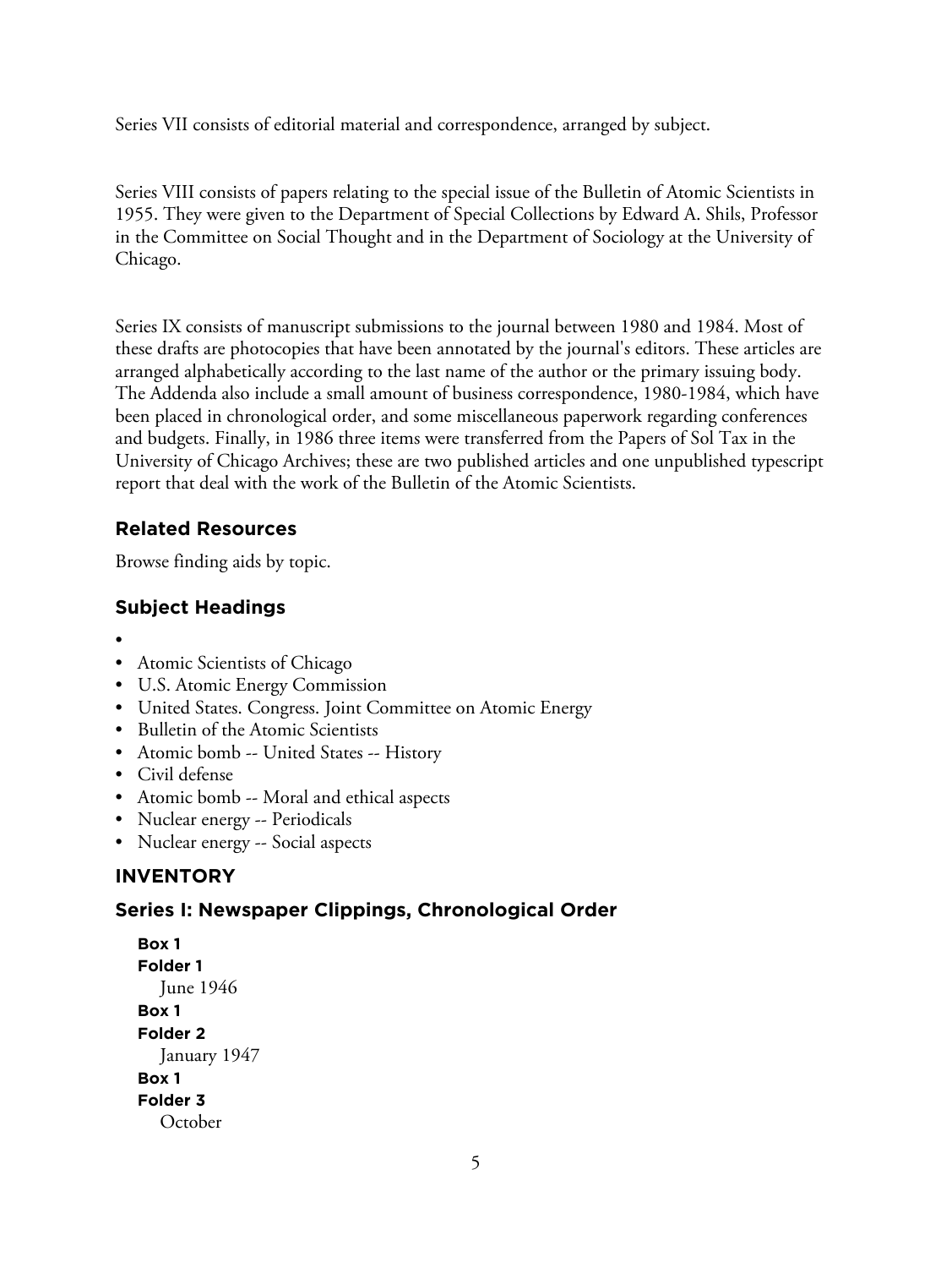Series VII consists of editorial material and correspondence, arranged by subject.

Series VIII consists of papers relating to the special issue of the Bulletin of Atomic Scientists in 1955. They were given to the Department of Special Collections by Edward A. Shils, Professor in the Committee on Social Thought and in the Department of Sociology at the University of Chicago.

Series IX consists of manuscript submissions to the journal between 1980 and 1984. Most of these drafts are photocopies that have been annotated by the journal's editors. These articles are arranged alphabetically according to the last name of the author or the primary issuing body. The Addenda also include a small amount of business correspondence, 1980-1984, which have been placed in chronological order, and some miscellaneous paperwork regarding conferences and budgets. Finally, in 1986 three items were transferred from the Papers of Sol Tax in the University of Chicago Archives; these are two published articles and one unpublished typescript report that deal with the work of the Bulletin of the Atomic Scientists.

## Related Resources

Browse finding aids by topic.

## Subject Headings

- 
- Atomic Scientists of Chicago
- U.S. Atomic Energy Commission
- United States. Congress. Joint Committee on Atomic Energy
- Bulletin of the Atomic Scientists
- Atomic bomb -- United States -- History
- Civil defense
- Atomic bomb -- Moral and ethical aspects
- Nuclear energy -- Periodicals
- Nuclear energy -- Social aspects

## INVENTORY

### Series I: Newspaper Clippings, Chronological Order

**Box 1**
**Folder 1**
June 1946

**Box 1**
**Folder 2**
January 1947

**Box 1**
**Folder 3**
October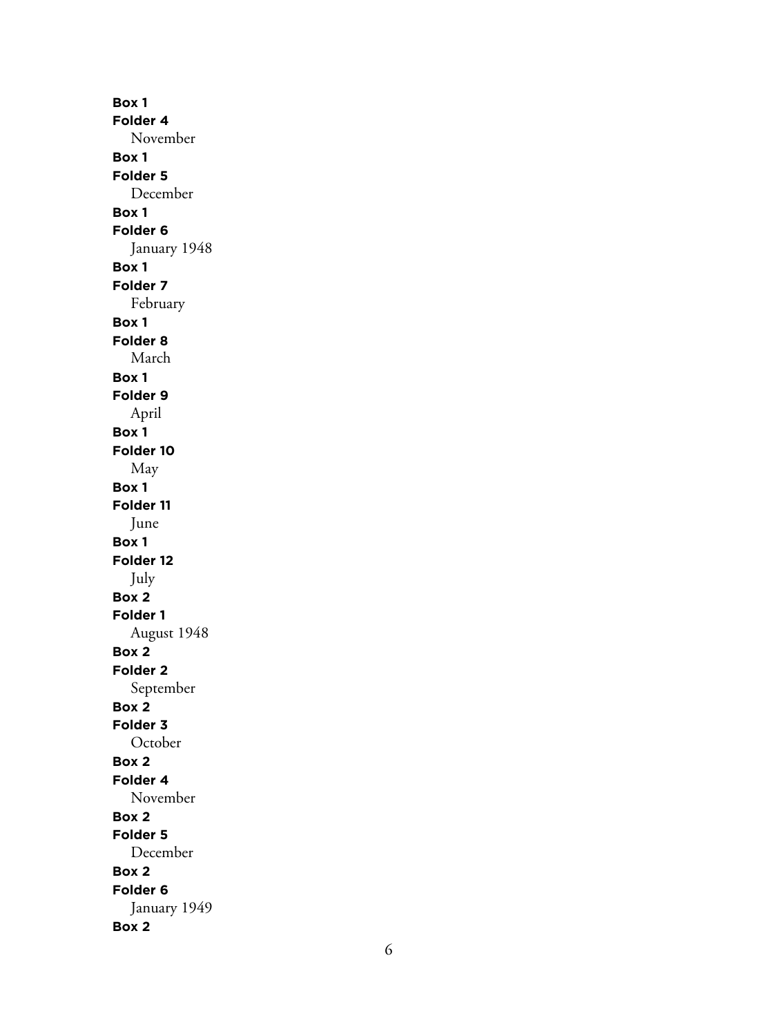**Box 1**
**Folder 4**
November
**Box 1**
**Folder 5**
December
**Box 1**
**Folder 6**
January 1948
**Box 1**
**Folder 7**
February
**Box 1**
**Folder 8**
March
**Box 1**
**Folder 9**
April
**Box 1**
**Folder 10**
May
**Box 1**
**Folder 11**
June
**Box 1**
**Folder 12**
July
**Box 2**
**Folder 1**
August 1948
**Box 2**
**Folder 2**
September
**Box 2**
**Folder 3**
October
**Box 2**
**Folder 4**
November
**Box 2**
**Folder 5**
December
**Box 2**
**Folder 6**
January 1949
**Box 2**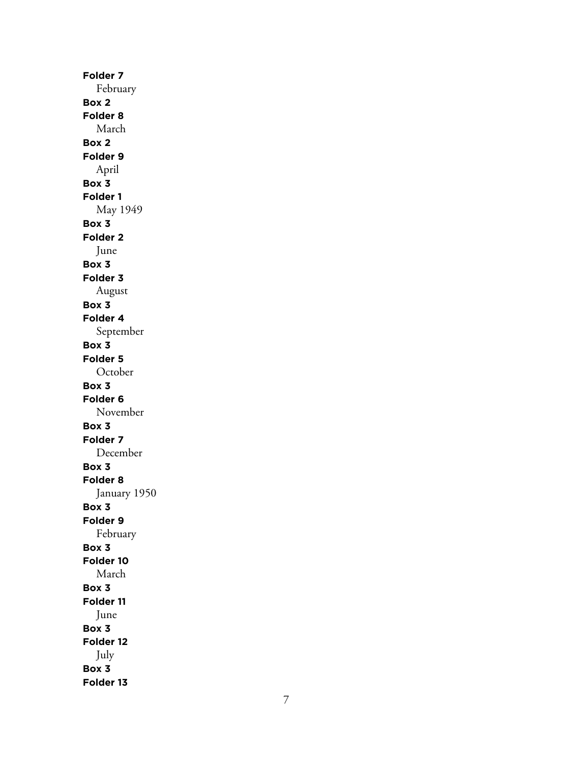**Folder 7**
February
**Box 2**
**Folder 8**
March
**Box 2**
**Folder 9**
April
**Box 3**
**Folder 1**
May 1949
**Box 3**
**Folder 2**
June
**Box 3**
**Folder 3**
August
**Box 3**
**Folder 4**
September
**Box 3**
**Folder 5**
October
**Box 3**
**Folder 6**
November
**Box 3**
**Folder 7**
December
**Box 3**
**Folder 8**
January 1950
**Box 3**
**Folder 9**
February
**Box 3**
**Folder 10**
March
**Box 3**
**Folder 11**
June
**Box 3**
**Folder 12**
July
**Box 3**
**Folder 13**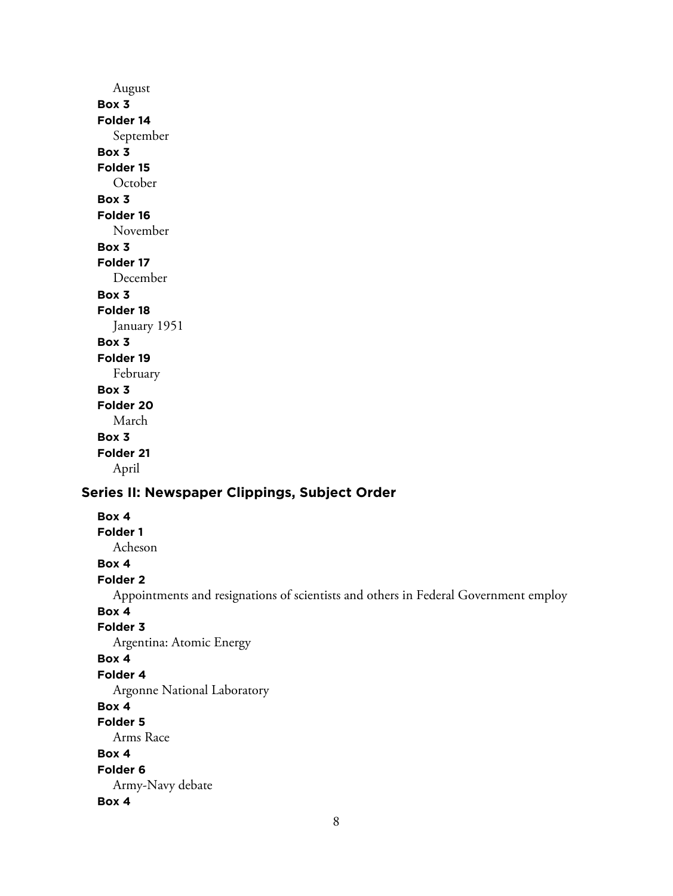August

**Box 3**

**Folder 14**

September

**Box 3**

**Folder 15**

October

**Box 3**

**Folder 16**

November

**Box 3**

**Folder 17**

December

**Box 3**

**Folder 18**

January 1951

**Box 3**

**Folder 19**

February

**Box 3**

**Folder 20**

March

**Box 3**

**Folder 21**

April

## Series II: Newspaper Clippings, Subject Order

**Box 4**

**Folder 1**

Acheson

**Box 4**

**Folder 2**

Appointments and resignations of scientists and others in Federal Government employ

**Box 4**

**Folder 3**

Argentina: Atomic Energy

**Box 4**

**Folder 4**

Argonne National Laboratory

**Box 4**

**Folder 5**

Arms Race

**Box 4**

**Folder 6**

Army-Navy debate

**Box 4**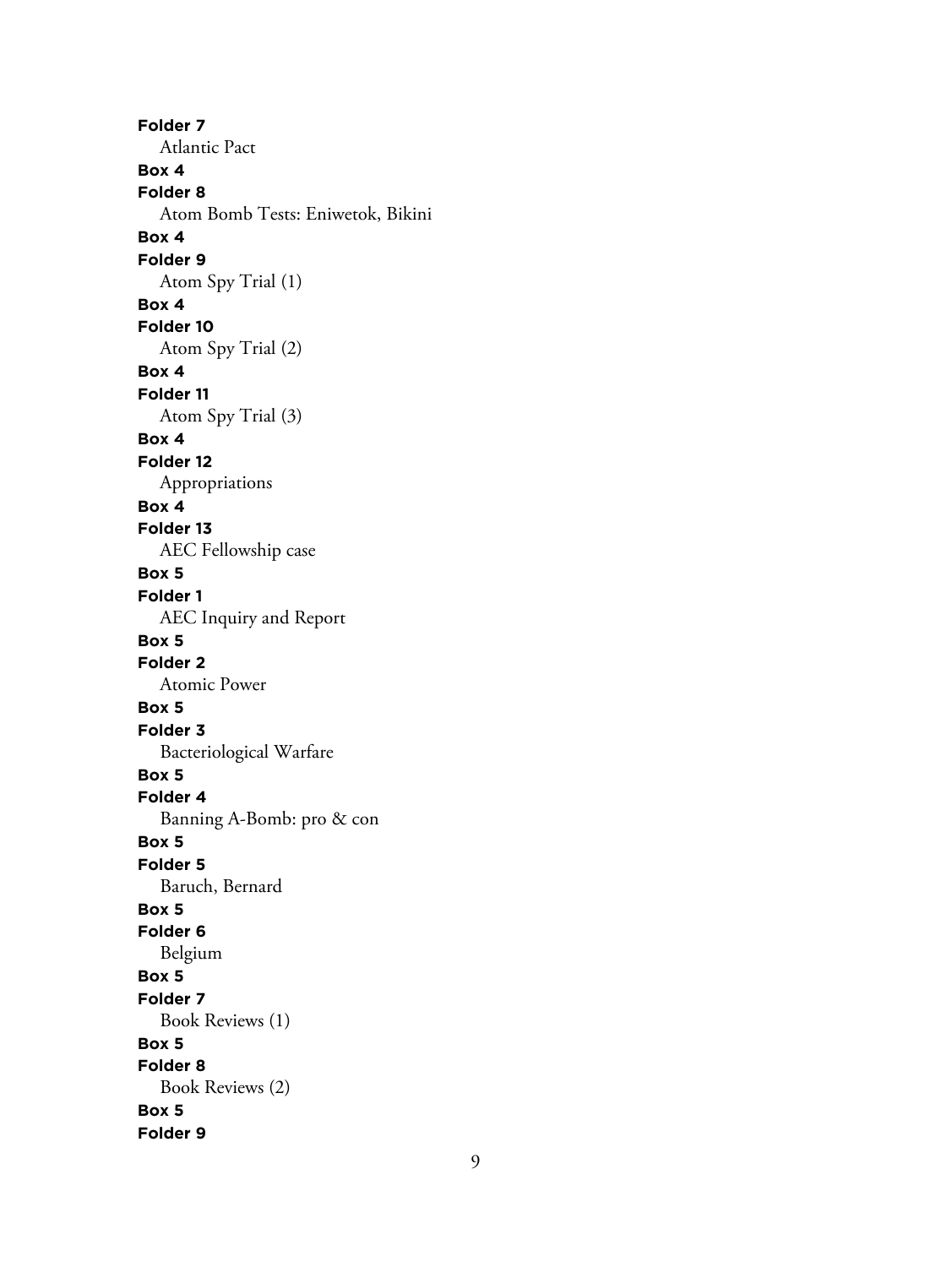**Folder 7**
Atlantic Pact
**Box 4**
**Folder 8**
Atom Bomb Tests: Eniwetok, Bikini
**Box 4**
**Folder 9**
Atom Spy Trial (1)
**Box 4**
**Folder 10**
Atom Spy Trial (2)
**Box 4**
**Folder 11**
Atom Spy Trial (3)
**Box 4**
**Folder 12**
Appropriations
**Box 4**
**Folder 13**
AEC Fellowship case
**Box 5**
**Folder 1**
AEC Inquiry and Report
**Box 5**
**Folder 2**
Atomic Power
**Box 5**
**Folder 3**
Bacteriological Warfare
**Box 5**
**Folder 4**
Banning A-Bomb: pro & con
**Box 5**
**Folder 5**
Baruch, Bernard
**Box 5**
**Folder 6**
Belgium
**Box 5**
**Folder 7**
Book Reviews (1)
**Box 5**
**Folder 8**
Book Reviews (2)
**Box 5**
**Folder 9**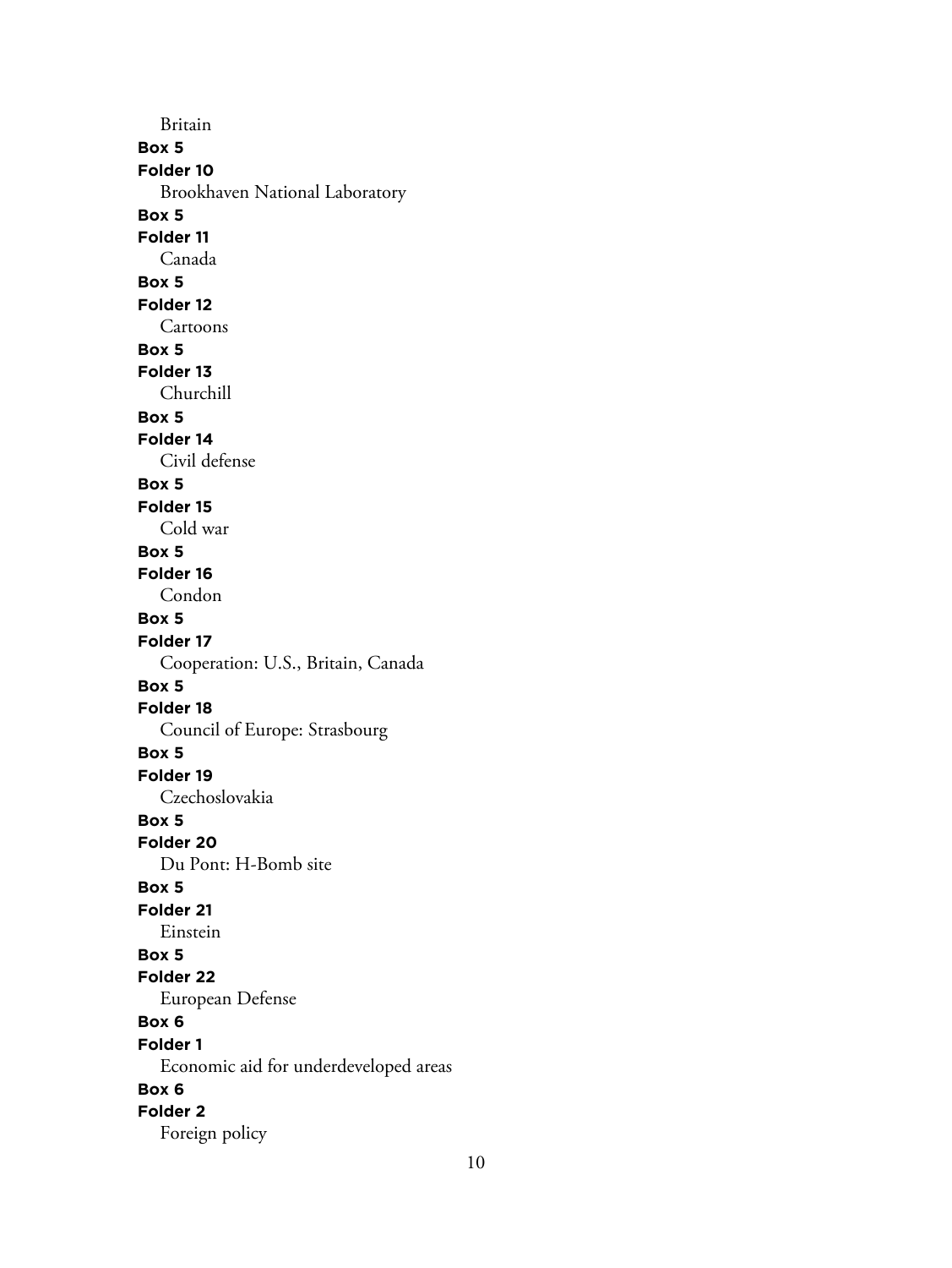Britain

**Box 5**
**Folder 10**
Brookhaven National Laboratory

**Box 5**
**Folder 11**
Canada

**Box 5**
**Folder 12**
Cartoons

**Box 5**
**Folder 13**
Churchill

**Box 5**
**Folder 14**
Civil defense

**Box 5**
**Folder 15**
Cold war

**Box 5**
**Folder 16**
Condon

**Box 5**
**Folder 17**
Cooperation: U.S., Britain, Canada

**Box 5**
**Folder 18**
Council of Europe: Strasbourg

**Box 5**
**Folder 19**
Czechoslovakia

**Box 5**
**Folder 20**
Du Pont: H-Bomb site

**Box 5**
**Folder 21**
Einstein

**Box 5**
**Folder 22**
European Defense

**Box 6**
**Folder 1**
Economic aid for underdeveloped areas

**Box 6**
**Folder 2**
Foreign policy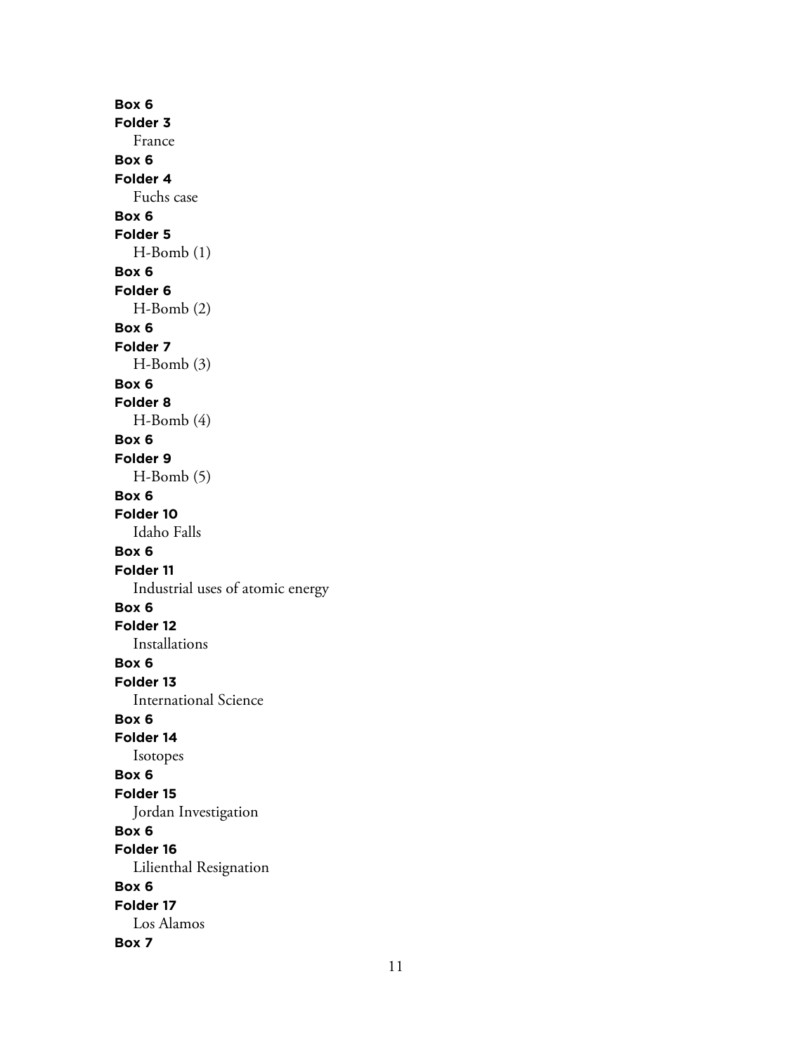**Box 6**
**Folder 3**
France
**Box 6**
**Folder 4**
Fuchs case
**Box 6**
**Folder 5**
H-Bomb (1)
**Box 6**
**Folder 6**
H-Bomb (2)
**Box 6**
**Folder 7**
H-Bomb (3)
**Box 6**
**Folder 8**
H-Bomb (4)
**Box 6**
**Folder 9**
H-Bomb (5)
**Box 6**
**Folder 10**
Idaho Falls
**Box 6**
**Folder 11**
Industrial uses of atomic energy
**Box 6**
**Folder 12**
Installations
**Box 6**
**Folder 13**
International Science
**Box 6**
**Folder 14**
Isotopes
**Box 6**
**Folder 15**
Jordan Investigation
**Box 6**
**Folder 16**
Lilienthal Resignation
**Box 6**
**Folder 17**
Los Alamos
**Box 7**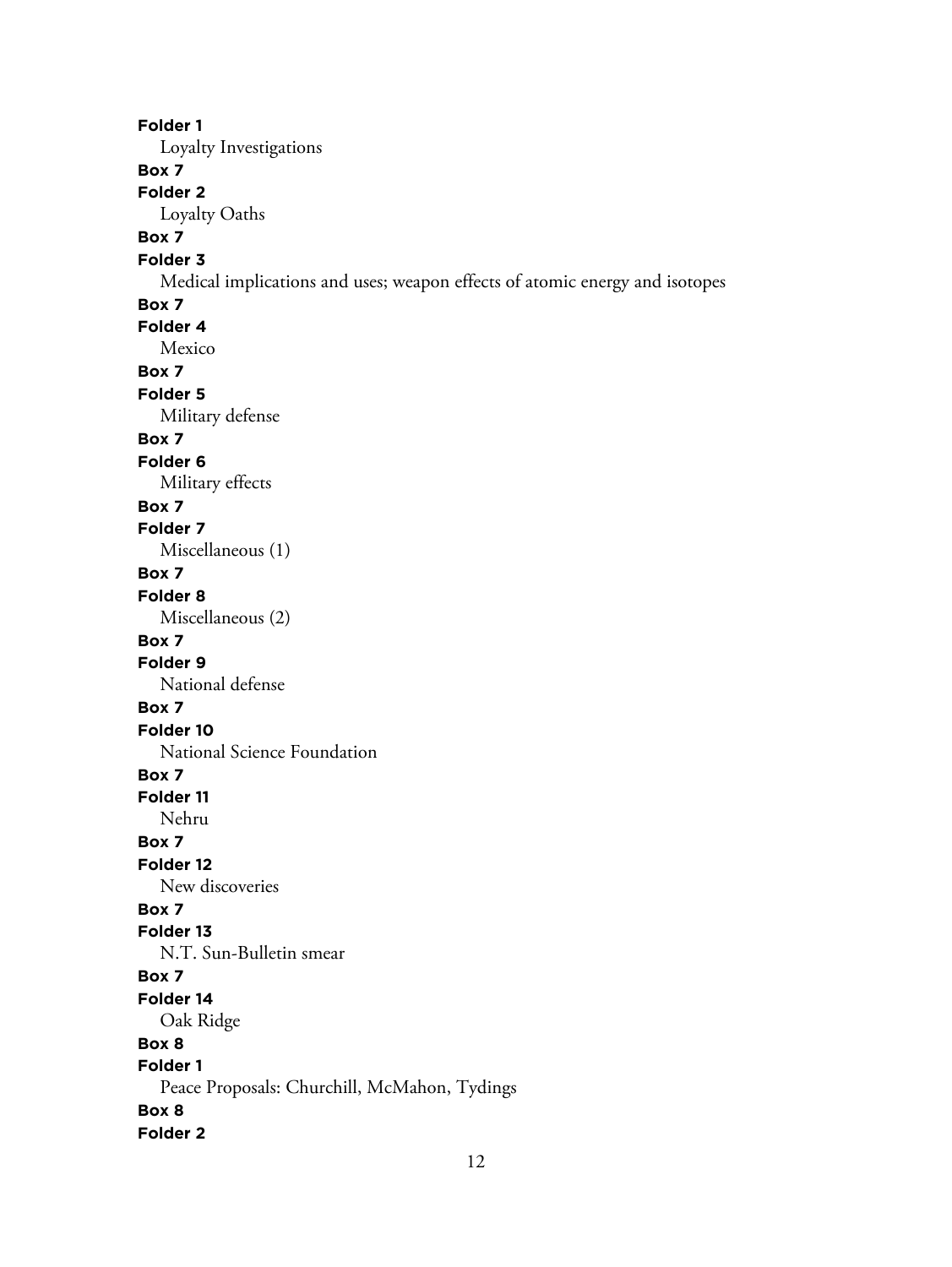**Folder 1**

Loyalty Investigations

**Box 7**

**Folder 2**

Loyalty Oaths

**Box 7**

**Folder 3**

Medical implications and uses; weapon effects of atomic energy and isotopes

**Box 7**

**Folder 4**

Mexico

**Box 7**

**Folder 5**

Military defense

**Box 7**

**Folder 6**

Military effects

**Box 7**

**Folder 7**

Miscellaneous (1)

**Box 7**

**Folder 8**

Miscellaneous (2)

**Box 7**

**Folder 9**

National defense

**Box 7**

**Folder 10**

National Science Foundation

**Box 7**

**Folder 11**

Nehru

**Box 7**

**Folder 12**

New discoveries

**Box 7**

**Folder 13**

N.T. Sun-Bulletin smear

**Box 7**

**Folder 14**

Oak Ridge

**Box 8**

**Folder 1**

Peace Proposals: Churchill, McMahon, Tydings

**Box 8**

**Folder 2**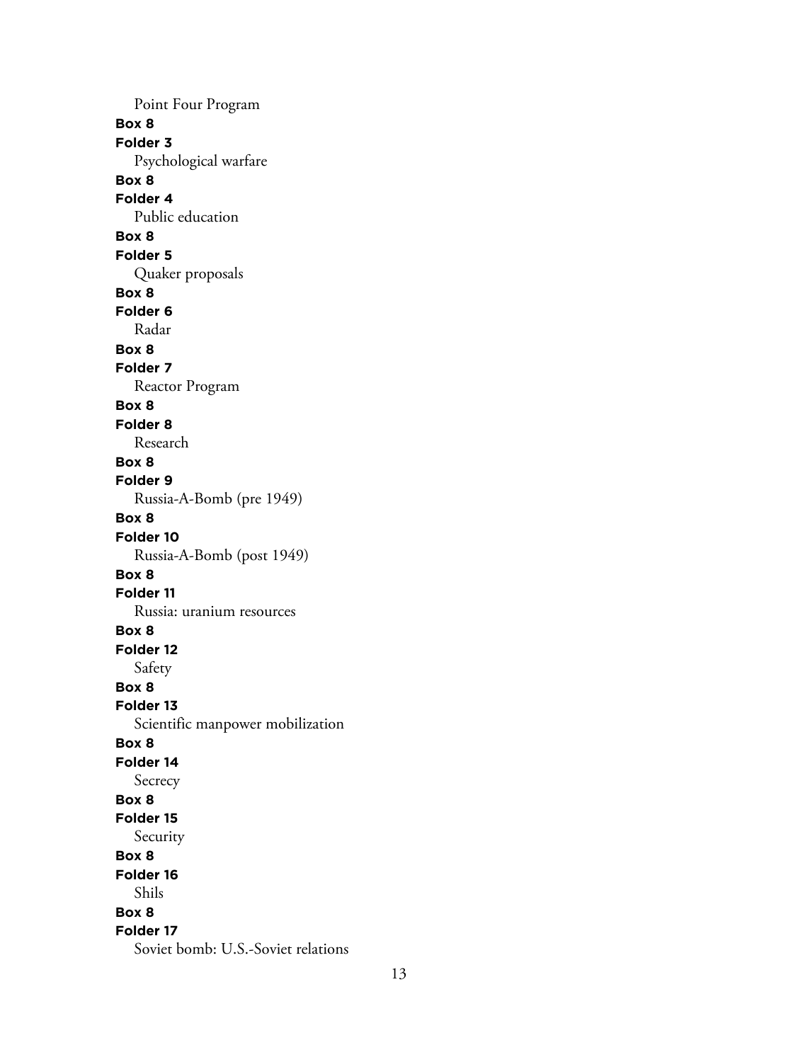Point Four Program

**Box 8**

**Folder 3**

Psychological warfare

**Box 8**

**Folder 4**

Public education

**Box 8**

**Folder 5**

Quaker proposals

**Box 8**

**Folder 6**

Radar

**Box 8**

**Folder 7**

Reactor Program

**Box 8**

**Folder 8**

Research

**Box 8**

**Folder 9**

Russia-A-Bomb (pre 1949)

**Box 8**

**Folder 10**

Russia-A-Bomb (post 1949)

**Box 8**

**Folder 11**

Russia: uranium resources

**Box 8**

**Folder 12**

Safety

**Box 8**

**Folder 13**

Scientific manpower mobilization

**Box 8**

**Folder 14**

Secrecy

**Box 8**

**Folder 15**

Security

**Box 8**

**Folder 16**

Shils

**Box 8**

**Folder 17**

Soviet bomb: U.S.-Soviet relations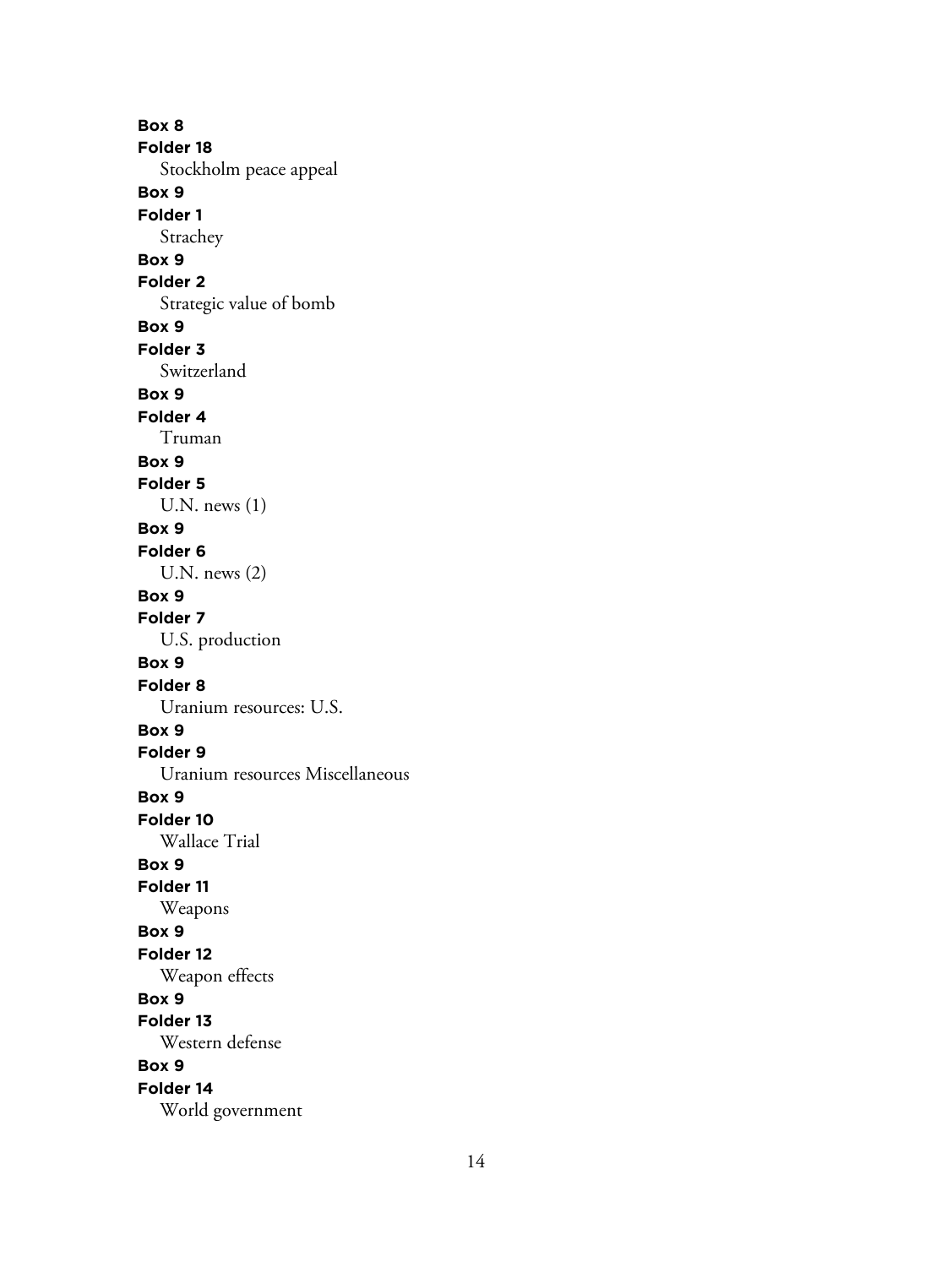**Box 8**
**Folder 18**
Stockholm peace appeal
**Box 9**
**Folder 1**
Strachey
**Box 9**
**Folder 2**
Strategic value of bomb
**Box 9**
**Folder 3**
Switzerland
**Box 9**
**Folder 4**
Truman
**Box 9**
**Folder 5**
U.N. news (1)
**Box 9**
**Folder 6**
U.N. news (2)
**Box 9**
**Folder 7**
U.S. production
**Box 9**
**Folder 8**
Uranium resources: U.S.
**Box 9**
**Folder 9**
Uranium resources Miscellaneous
**Box 9**
**Folder 10**
Wallace Trial
**Box 9**
**Folder 11**
Weapons
**Box 9**
**Folder 12**
Weapon effects
**Box 9**
**Folder 13**
Western defense
**Box 9**
**Folder 14**
World government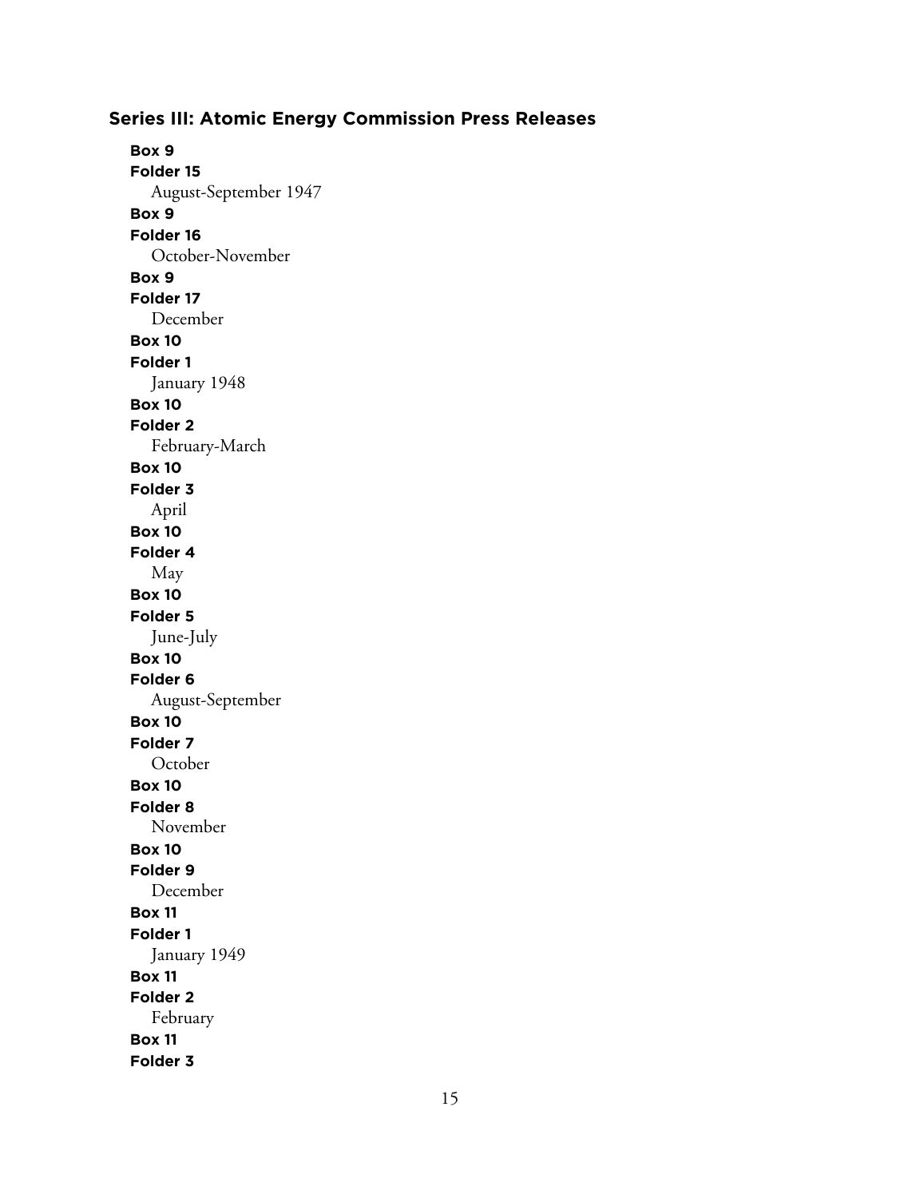## Series III: Atomic Energy Commission Press Releases

**Box 9**
**Folder 15**
August-September 1947

**Box 9**
**Folder 16**
October-November

**Box 9**
**Folder 17**
December

**Box 10**
**Folder 1**
January 1948

**Box 10**
**Folder 2**
February-March

**Box 10**
**Folder 3**
April

**Box 10**
**Folder 4**
May

**Box 10**
**Folder 5**
June-July

**Box 10**
**Folder 6**
August-September

**Box 10**
**Folder 7**
October

**Box 10**
**Folder 8**
November

**Box 10**
**Folder 9**
December

**Box 11**
**Folder 1**
January 1949

**Box 11**
**Folder 2**
February

**Box 11**
**Folder 3**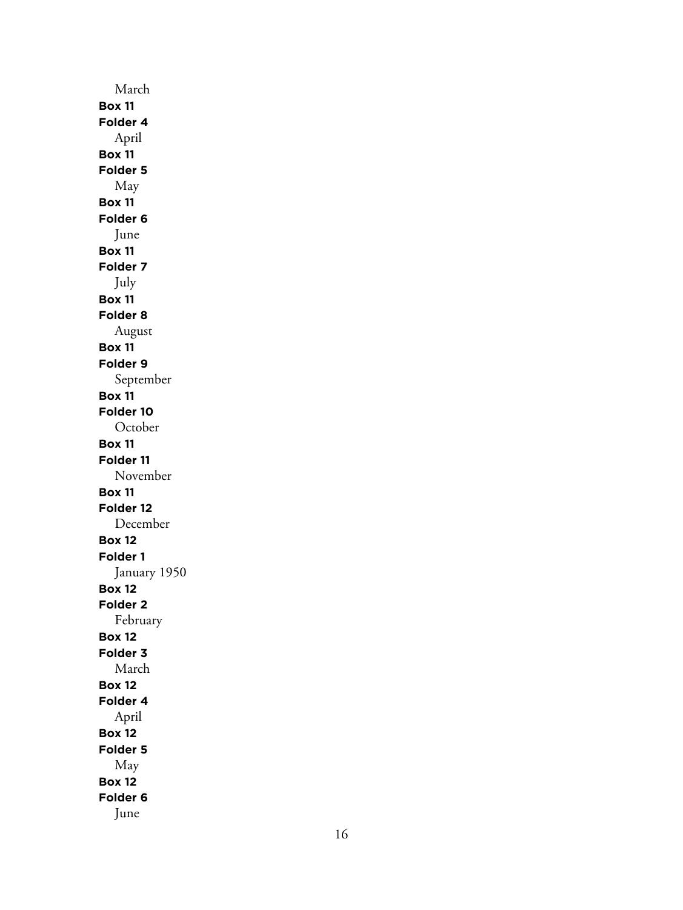March

**Box 11**
**Folder 4**
April

**Box 11**
**Folder 5**
May

**Box 11**
**Folder 6**
June

**Box 11**
**Folder 7**
July

**Box 11**
**Folder 8**
August

**Box 11**
**Folder 9**
September

**Box 11**
**Folder 10**
October

**Box 11**
**Folder 11**
November

**Box 11**
**Folder 12**
December

**Box 12**
**Folder 1**
January 1950

**Box 12**
**Folder 2**
February

**Box 12**
**Folder 3**
March

**Box 12**
**Folder 4**
April

**Box 12**
**Folder 5**
May

**Box 12**
**Folder 6**
June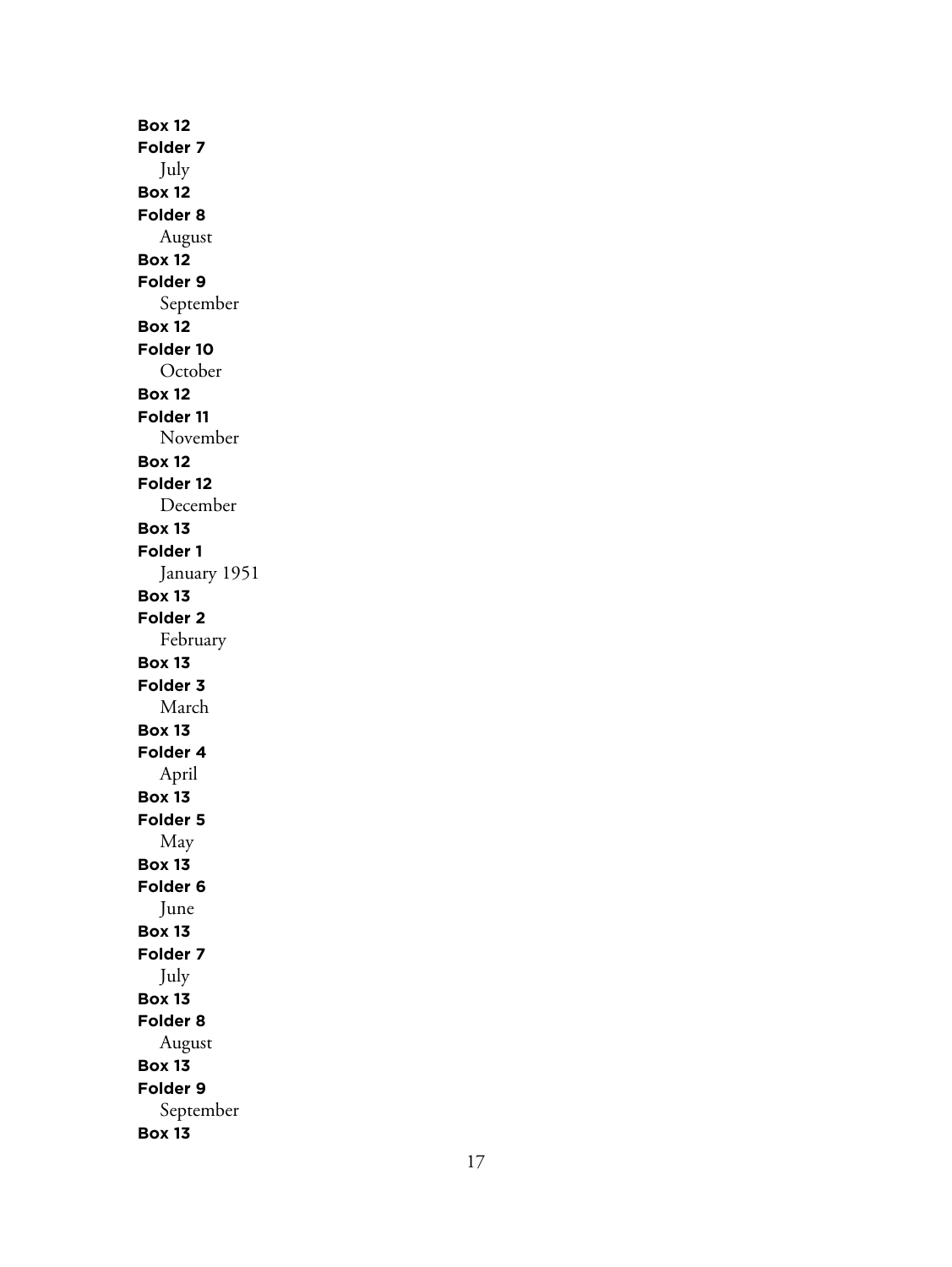**Box 12**
**Folder 7**
July
**Box 12**
**Folder 8**
August
**Box 12**
**Folder 9**
September
**Box 12**
**Folder 10**
October
**Box 12**
**Folder 11**
November
**Box 12**
**Folder 12**
December
**Box 13**
**Folder 1**
January 1951
**Box 13**
**Folder 2**
February
**Box 13**
**Folder 3**
March
**Box 13**
**Folder 4**
April
**Box 13**
**Folder 5**
May
**Box 13**
**Folder 6**
June
**Box 13**
**Folder 7**
July
**Box 13**
**Folder 8**
August
**Box 13**
**Folder 9**
September
**Box 13**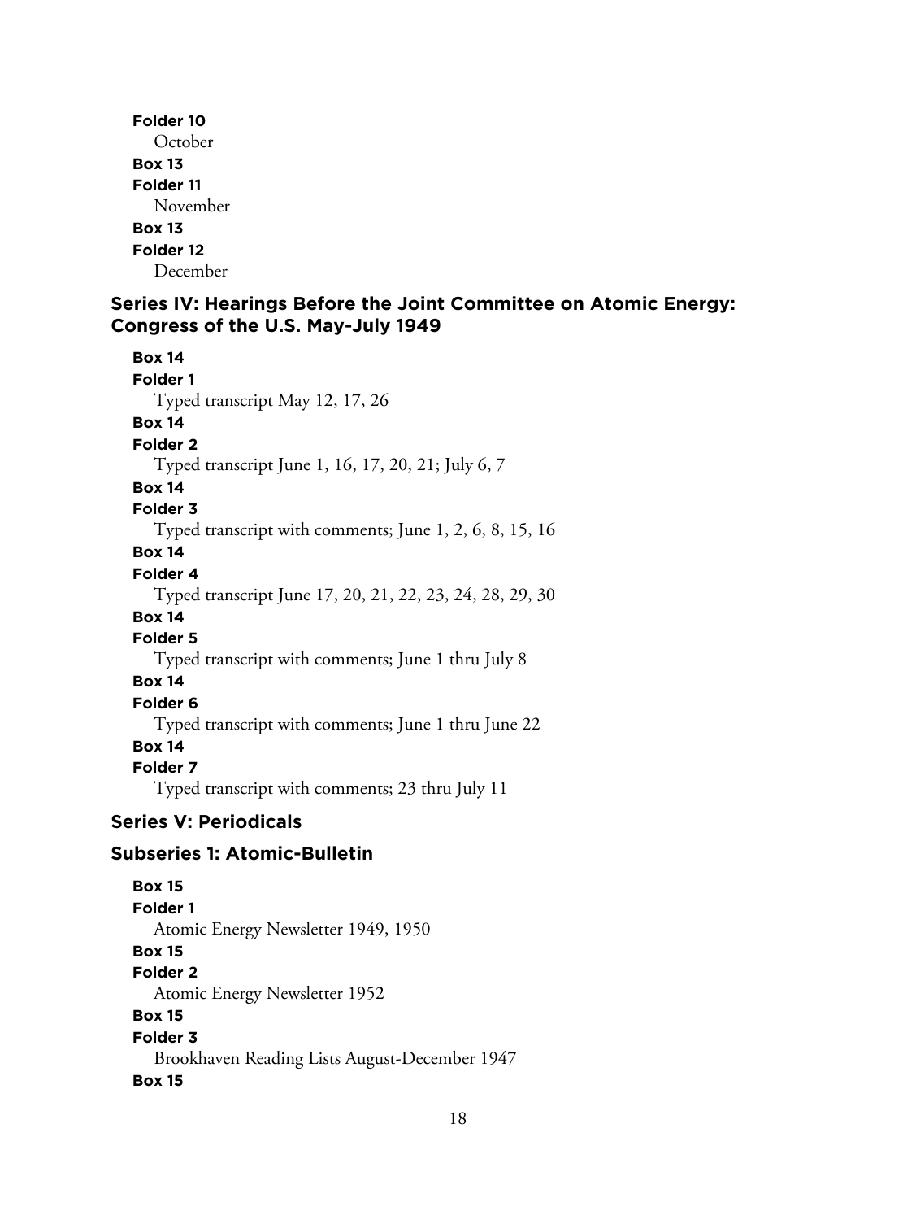**Folder 10**
October
**Box 13**
**Folder 11**
November
**Box 13**
**Folder 12**
December

## Series IV: Hearings Before the Joint Committee on Atomic Energy: Congress of the U.S. May-July 1949

**Box 14**
**Folder 1**
Typed transcript May 12, 17, 26
**Box 14**
**Folder 2**
Typed transcript June 1, 16, 17, 20, 21; July 6, 7
**Box 14**
**Folder 3**
Typed transcript with comments; June 1, 2, 6, 8, 15, 16
**Box 14**
**Folder 4**
Typed transcript June 17, 20, 21, 22, 23, 24, 28, 29, 30
**Box 14**
**Folder 5**
Typed transcript with comments; June 1 thru July 8
**Box 14**
**Folder 6**
Typed transcript with comments; June 1 thru June 22
**Box 14**
**Folder 7**
Typed transcript with comments; 23 thru July 11

## Series V: Periodicals

### Subseries 1: Atomic-Bulletin

**Box 15**
**Folder 1**
Atomic Energy Newsletter 1949, 1950
**Box 15**
**Folder 2**
Atomic Energy Newsletter 1952
**Box 15**
**Folder 3**
Brookhaven Reading Lists August-December 1947
**Box 15**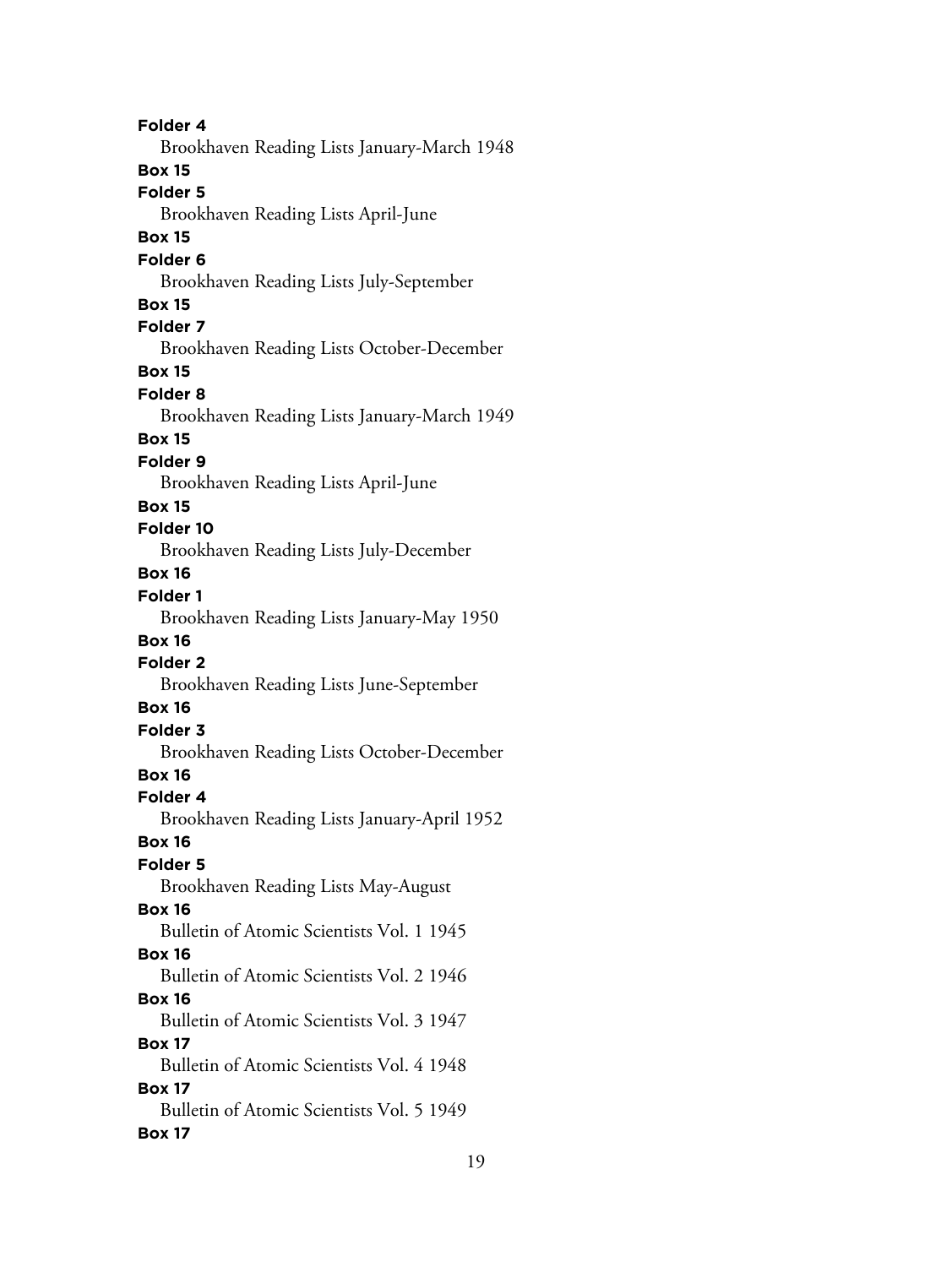**Folder 4**

Brookhaven Reading Lists January-March 1948

**Box 15**

**Folder 5**

Brookhaven Reading Lists April-June

**Box 15**

**Folder 6**

Brookhaven Reading Lists July-September

**Box 15**

**Folder 7**

Brookhaven Reading Lists October-December

**Box 15**

**Folder 8**

Brookhaven Reading Lists January-March 1949

**Box 15**

**Folder 9**

Brookhaven Reading Lists April-June

**Box 15**

**Folder 10**

Brookhaven Reading Lists July-December

**Box 16**

**Folder 1**

Brookhaven Reading Lists January-May 1950

**Box 16**

**Folder 2**

Brookhaven Reading Lists June-September

**Box 16**

**Folder 3**

Brookhaven Reading Lists October-December

**Box 16**

**Folder 4**

Brookhaven Reading Lists January-April 1952

**Box 16**

**Folder 5**

Brookhaven Reading Lists May-August

**Box 16**

Bulletin of Atomic Scientists Vol. 1 1945

**Box 16**

Bulletin of Atomic Scientists Vol. 2 1946

**Box 16**

Bulletin of Atomic Scientists Vol. 3 1947

**Box 17**

Bulletin of Atomic Scientists Vol. 4 1948

**Box 17**

Bulletin of Atomic Scientists Vol. 5 1949

**Box 17**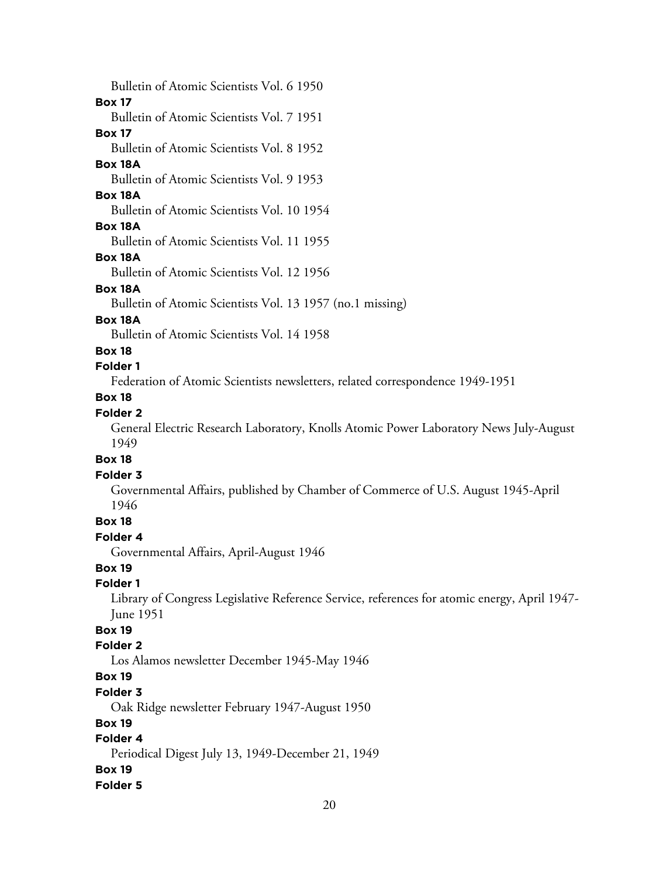Bulletin of Atomic Scientists Vol. 6 1950

**Box 17**

Bulletin of Atomic Scientists Vol. 7 1951

**Box 17**

Bulletin of Atomic Scientists Vol. 8 1952

**Box 18A**

Bulletin of Atomic Scientists Vol. 9 1953

**Box 18A**

Bulletin of Atomic Scientists Vol. 10 1954

**Box 18A**

Bulletin of Atomic Scientists Vol. 11 1955

**Box 18A**

Bulletin of Atomic Scientists Vol. 12 1956

**Box 18A**

Bulletin of Atomic Scientists Vol. 13 1957 (no.1 missing)

**Box 18A**

Bulletin of Atomic Scientists Vol. 14 1958

**Box 18**

**Folder 1**

Federation of Atomic Scientists newsletters, related correspondence 1949-1951

**Box 18**

**Folder 2**

General Electric Research Laboratory, Knolls Atomic Power Laboratory News July-August 1949

**Box 18**

**Folder 3**

Governmental Affairs, published by Chamber of Commerce of U.S. August 1945-April 1946

**Box 18**

**Folder 4**

Governmental Affairs, April-August 1946

**Box 19**

**Folder 1**

Library of Congress Legislative Reference Service, references for atomic energy, April 1947-June 1951

**Box 19**

**Folder 2**

Los Alamos newsletter December 1945-May 1946

**Box 19**

**Folder 3**

Oak Ridge newsletter February 1947-August 1950

**Box 19**

**Folder 4**

Periodical Digest July 13, 1949-December 21, 1949

**Box 19**

**Folder 5**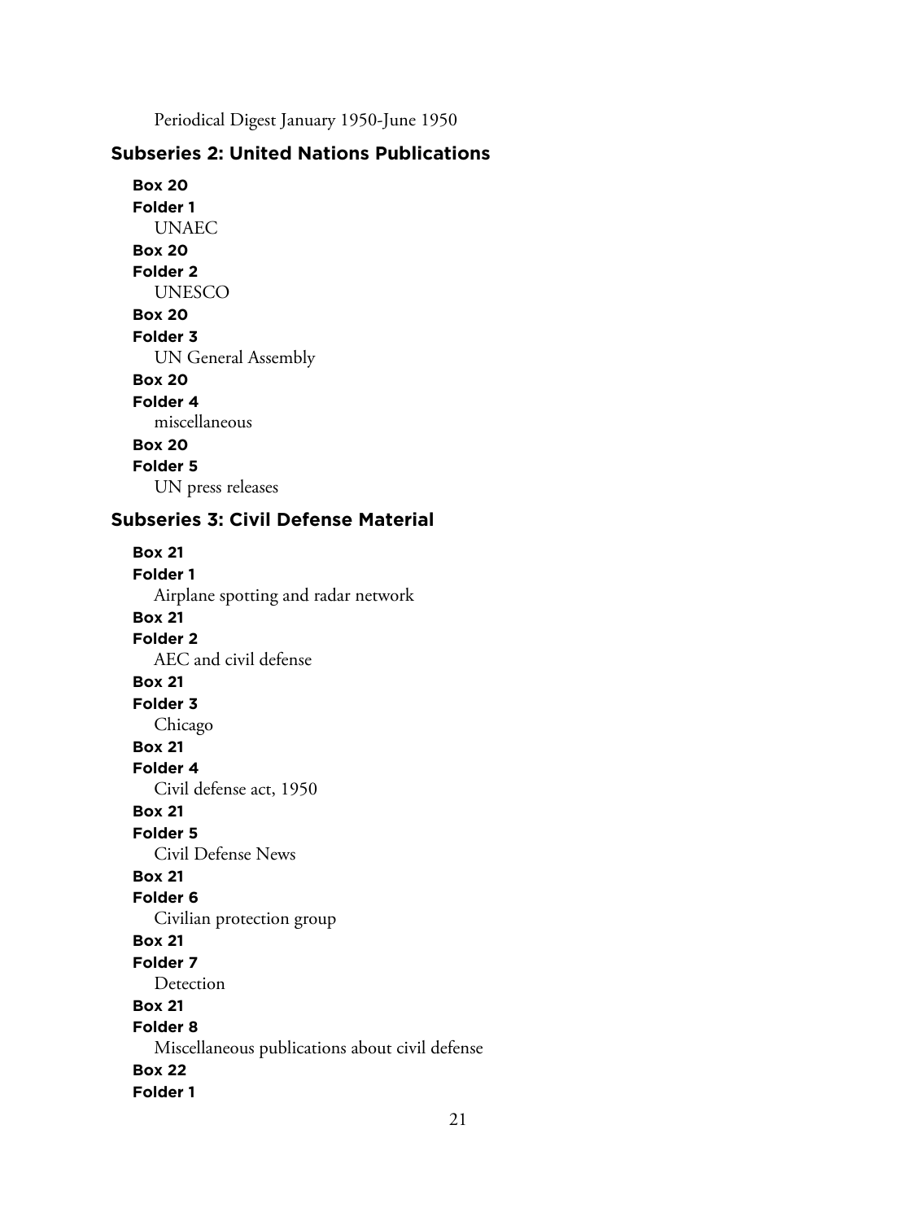Periodical Digest January 1950-June 1950

### Subseries 2: United Nations Publications

**Box 20**
**Folder 1**
UNAEC

**Box 20**
**Folder 2**
UNESCO

**Box 20**
**Folder 3**
UN General Assembly

**Box 20**
**Folder 4**
miscellaneous

**Box 20**
**Folder 5**
UN press releases

### Subseries 3: Civil Defense Material

**Box 21**
**Folder 1**
Airplane spotting and radar network

**Box 21**
**Folder 2**
AEC and civil defense

**Box 21**
**Folder 3**
Chicago

**Box 21**
**Folder 4**
Civil defense act, 1950

**Box 21**
**Folder 5**
Civil Defense News

**Box 21**
**Folder 6**
Civilian protection group

**Box 21**
**Folder 7**
Detection

**Box 21**
**Folder 8**
Miscellaneous publications about civil defense

**Box 22**
**Folder 1**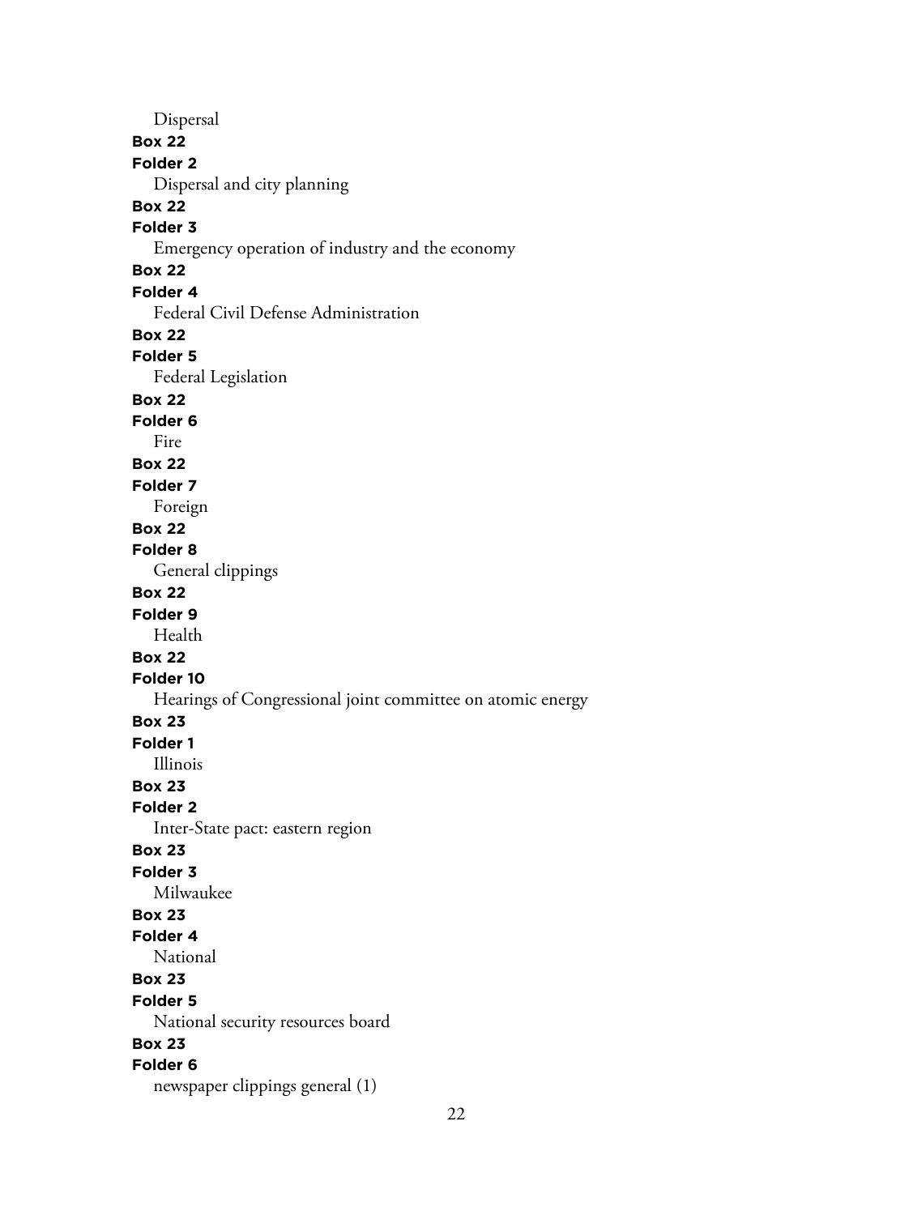Dispersal

**Box 22**

**Folder 2**

Dispersal and city planning

**Box 22**

**Folder 3**

Emergency operation of industry and the economy

**Box 22**

**Folder 4**

Federal Civil Defense Administration

**Box 22**

**Folder 5**

Federal Legislation

**Box 22**

**Folder 6**

Fire

**Box 22**

**Folder 7**

Foreign

**Box 22**

**Folder 8**

General clippings

**Box 22**

**Folder 9**

Health

**Box 22**

**Folder 10**

Hearings of Congressional joint committee on atomic energy

**Box 23**

**Folder 1**

Illinois

**Box 23**

**Folder 2**

Inter-State pact: eastern region

**Box 23**

**Folder 3**

Milwaukee

**Box 23**

**Folder 4**

National

**Box 23**

**Folder 5**

National security resources board

**Box 23**

**Folder 6**

newspaper clippings general (1)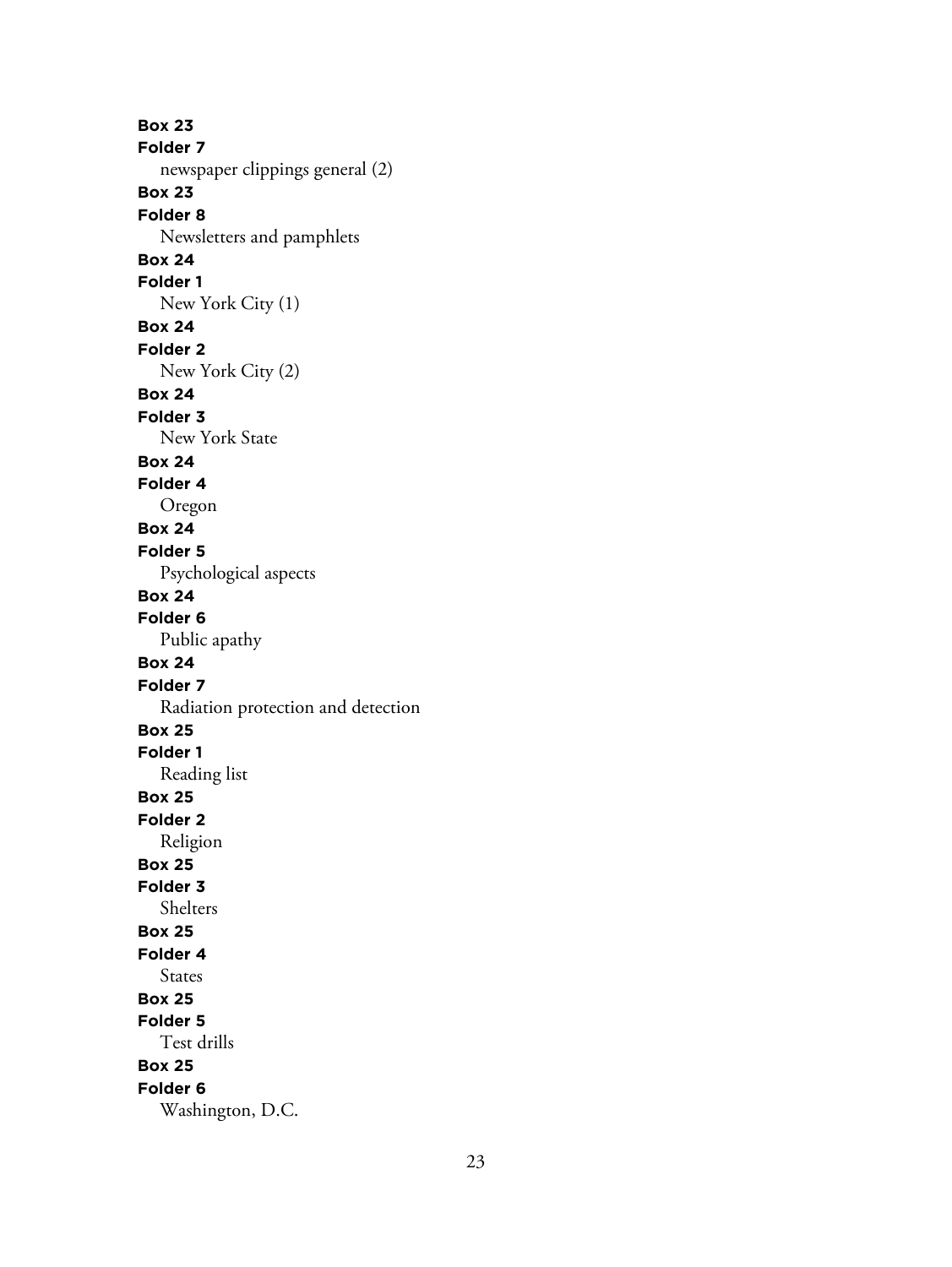**Box 23**
**Folder 7**
newspaper clippings general (2)
**Box 23**
**Folder 8**
Newsletters and pamphlets
**Box 24**
**Folder 1**
New York City (1)
**Box 24**
**Folder 2**
New York City (2)
**Box 24**
**Folder 3**
New York State
**Box 24**
**Folder 4**
Oregon
**Box 24**
**Folder 5**
Psychological aspects
**Box 24**
**Folder 6**
Public apathy
**Box 24**
**Folder 7**
Radiation protection and detection
**Box 25**
**Folder 1**
Reading list
**Box 25**
**Folder 2**
Religion
**Box 25**
**Folder 3**
Shelters
**Box 25**
**Folder 4**
States
**Box 25**
**Folder 5**
Test drills
**Box 25**
**Folder 6**
Washington, D.C.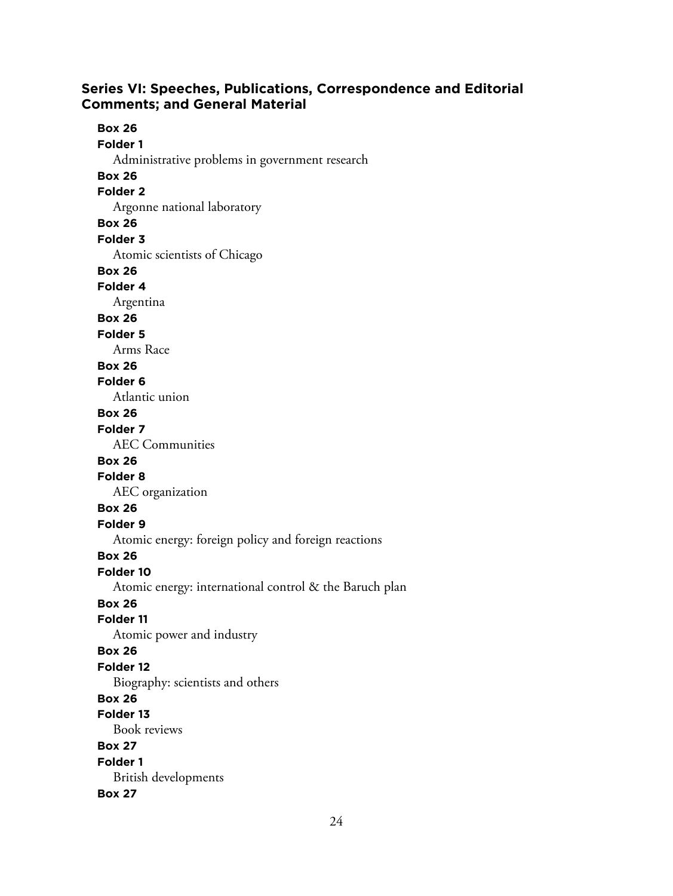## Series VI: Speeches, Publications, Correspondence and Editorial Comments; and General Material

**Box 26**
**Folder 1**
Administrative problems in government research

**Box 26**
**Folder 2**
Argonne national laboratory

**Box 26**
**Folder 3**
Atomic scientists of Chicago

**Box 26**
**Folder 4**
Argentina

**Box 26**
**Folder 5**
Arms Race

**Box 26**
**Folder 6**
Atlantic union

**Box 26**
**Folder 7**
AEC Communities

**Box 26**
**Folder 8**
AEC organization

**Box 26**
**Folder 9**
Atomic energy: foreign policy and foreign reactions

**Box 26**
**Folder 10**
Atomic energy: international control & the Baruch plan

**Box 26**
**Folder 11**
Atomic power and industry

**Box 26**
**Folder 12**
Biography: scientists and others

**Box 26**
**Folder 13**
Book reviews

**Box 27**
**Folder 1**
British developments

**Box 27**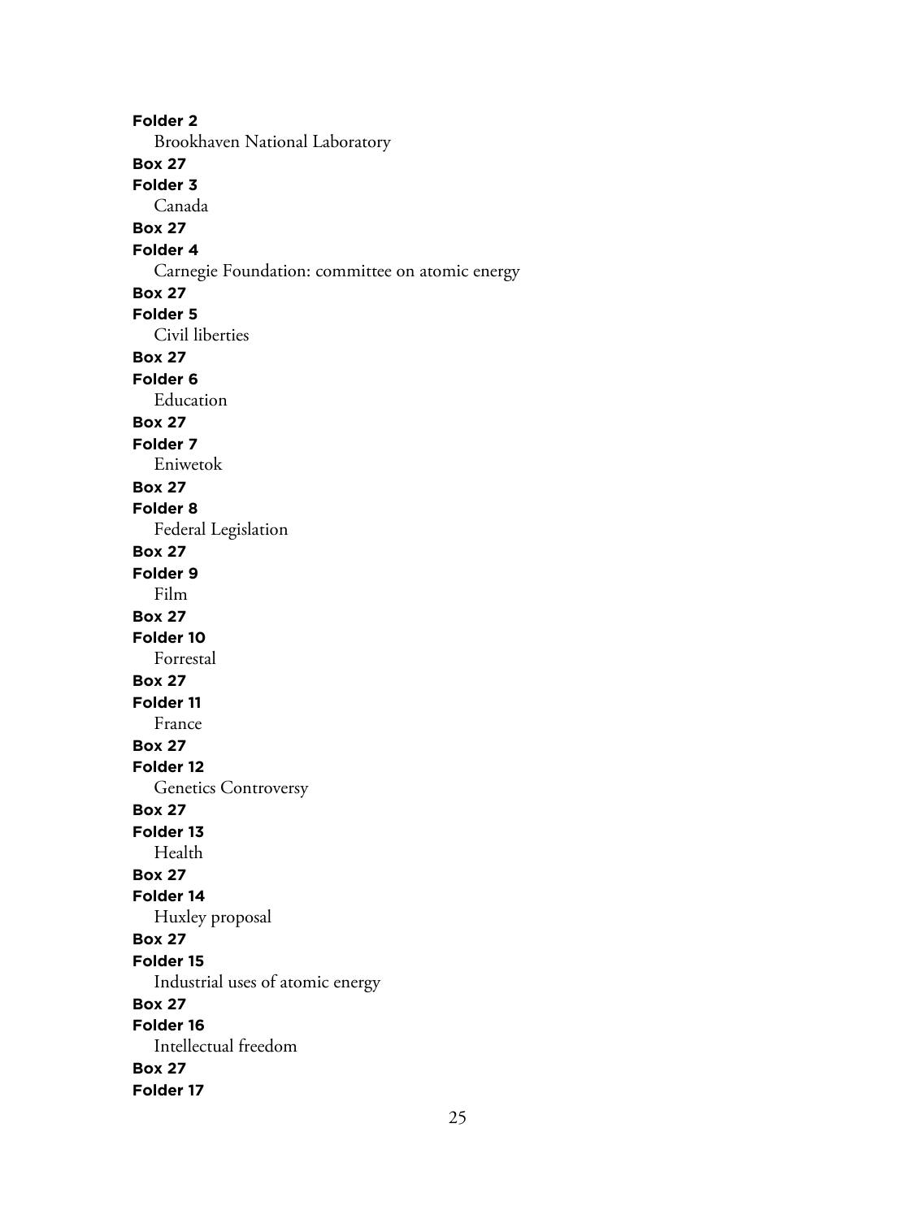**Folder 2**
Brookhaven National Laboratory

**Box 27**
**Folder 3**
Canada

**Box 27**
**Folder 4**
Carnegie Foundation: committee on atomic energy

**Box 27**
**Folder 5**
Civil liberties

**Box 27**
**Folder 6**
Education

**Box 27**
**Folder 7**
Eniwetok

**Box 27**
**Folder 8**
Federal Legislation

**Box 27**
**Folder 9**
Film

**Box 27**
**Folder 10**
Forrestal

**Box 27**
**Folder 11**
France

**Box 27**
**Folder 12**
Genetics Controversy

**Box 27**
**Folder 13**
Health

**Box 27**
**Folder 14**
Huxley proposal

**Box 27**
**Folder 15**
Industrial uses of atomic energy

**Box 27**
**Folder 16**
Intellectual freedom

**Box 27**
**Folder 17**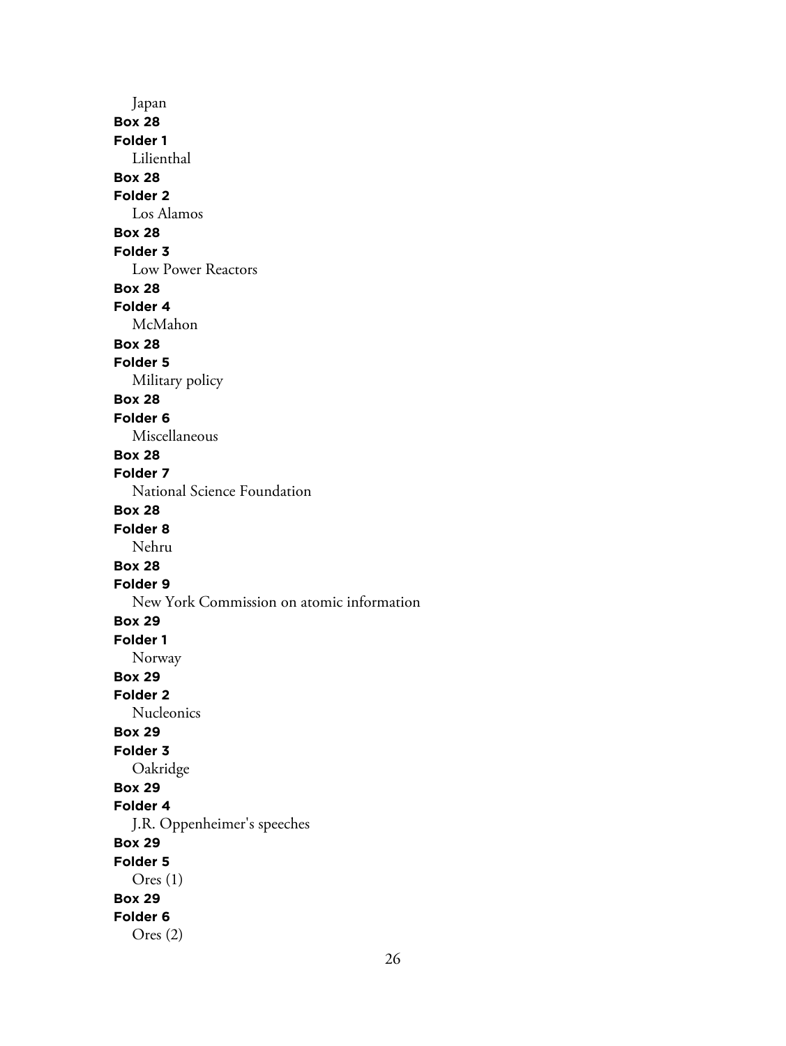Japan

**Box 28**
**Folder 1**
Lilienthal

**Box 28**
**Folder 2**
Los Alamos

**Box 28**
**Folder 3**
Low Power Reactors

**Box 28**
**Folder 4**
McMahon

**Box 28**
**Folder 5**
Military policy

**Box 28**
**Folder 6**
Miscellaneous

**Box 28**
**Folder 7**
National Science Foundation

**Box 28**
**Folder 8**
Nehru

**Box 28**
**Folder 9**
New York Commission on atomic information

**Box 29**
**Folder 1**
Norway

**Box 29**
**Folder 2**
Nucleonics

**Box 29**
**Folder 3**
Oakridge

**Box 29**
**Folder 4**
J.R. Oppenheimer's speeches

**Box 29**
**Folder 5**
Ores (1)

**Box 29**
**Folder 6**
Ores (2)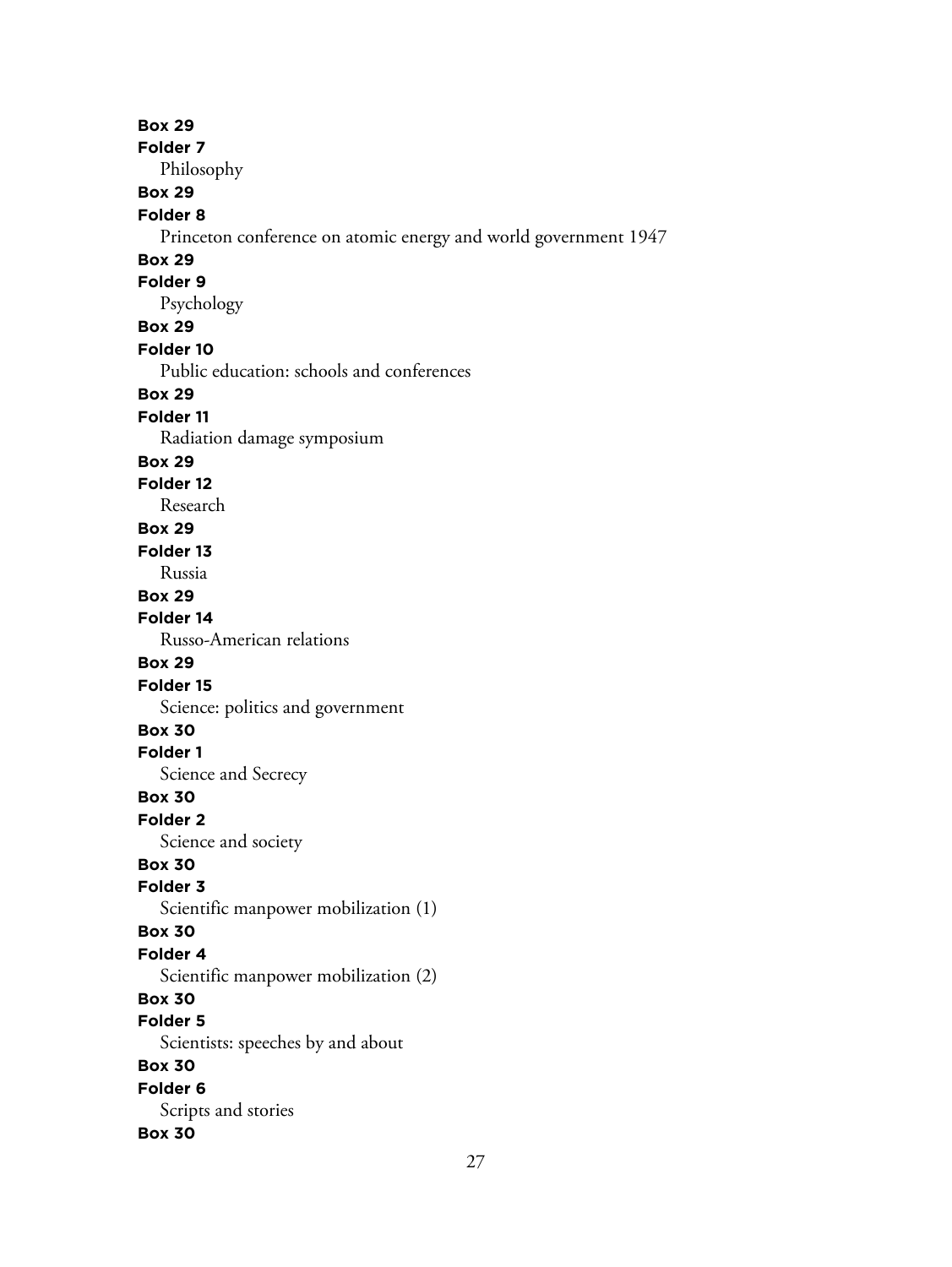**Box 29**
**Folder 7**
Philosophy
**Box 29**
**Folder 8**
Princeton conference on atomic energy and world government 1947
**Box 29**
**Folder 9**
Psychology
**Box 29**
**Folder 10**
Public education: schools and conferences
**Box 29**
**Folder 11**
Radiation damage symposium
**Box 29**
**Folder 12**
Research
**Box 29**
**Folder 13**
Russia
**Box 29**
**Folder 14**
Russo-American relations
**Box 29**
**Folder 15**
Science: politics and government
**Box 30**
**Folder 1**
Science and Secrecy
**Box 30**
**Folder 2**
Science and society
**Box 30**
**Folder 3**
Scientific manpower mobilization (1)
**Box 30**
**Folder 4**
Scientific manpower mobilization (2)
**Box 30**
**Folder 5**
Scientists: speeches by and about
**Box 30**
**Folder 6**
Scripts and stories
**Box 30**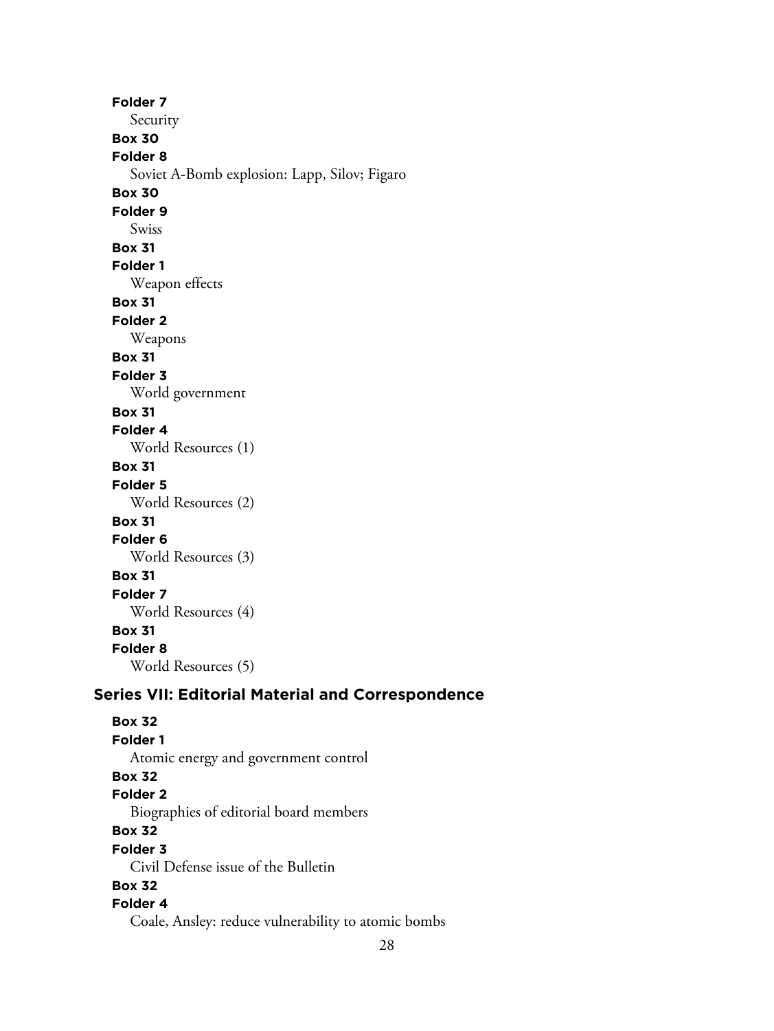**Folder 7**
Security

**Box 30**
**Folder 8**
Soviet A-Bomb explosion: Lapp, Silov; Figaro

**Box 30**
**Folder 9**
Swiss

**Box 31**
**Folder 1**
Weapon effects

**Box 31**
**Folder 2**
Weapons

**Box 31**
**Folder 3**
World government

**Box 31**
**Folder 4**
World Resources (1)

**Box 31**
**Folder 5**
World Resources (2)

**Box 31**
**Folder 6**
World Resources (3)

**Box 31**
**Folder 7**
World Resources (4)

**Box 31**
**Folder 8**
World Resources (5)

## Series VII: Editorial Material and Correspondence

**Box 32**
**Folder 1**
Atomic energy and government control

**Box 32**
**Folder 2**
Biographies of editorial board members

**Box 32**
**Folder 3**
Civil Defense issue of the Bulletin

**Box 32**
**Folder 4**
Coale, Ansley: reduce vulnerability to atomic bombs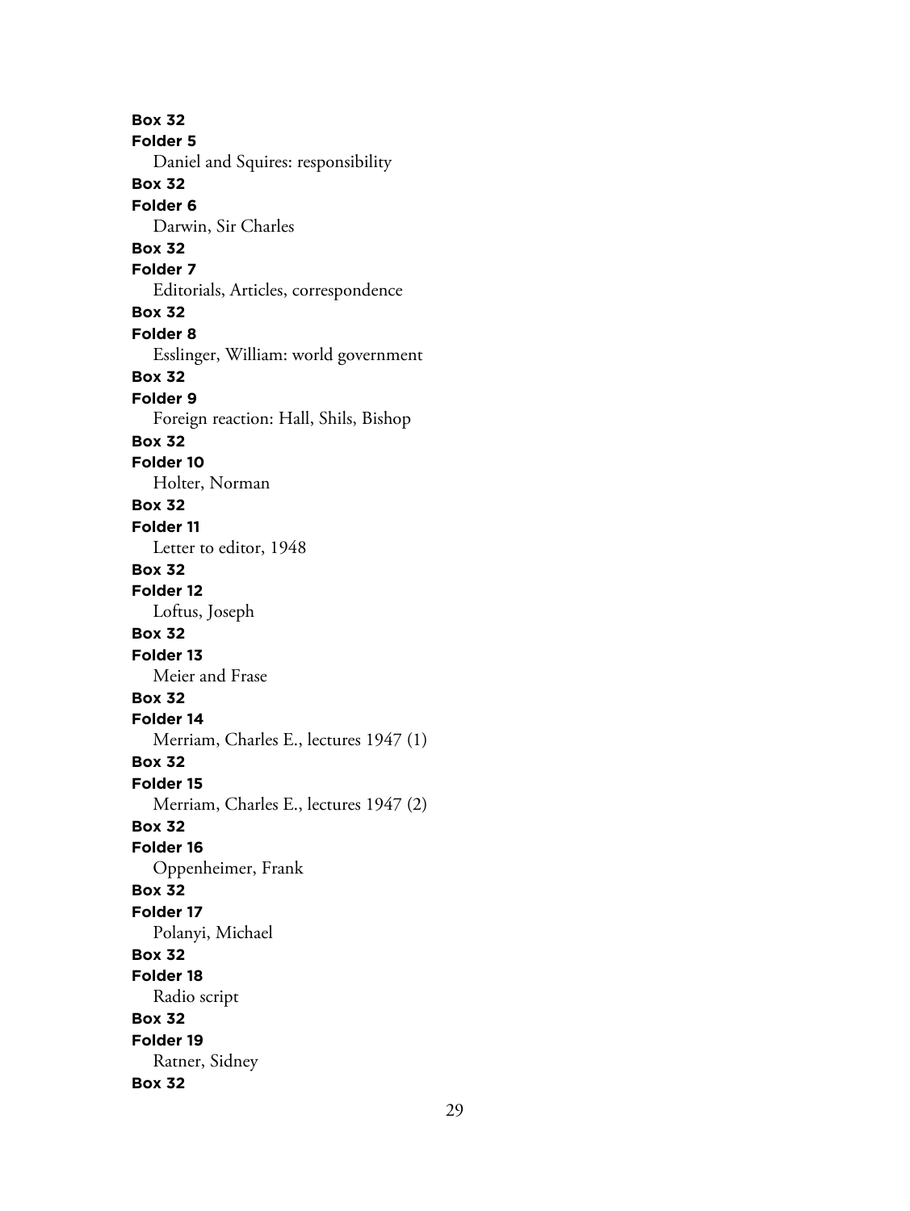**Box 32**
**Folder 5**
Daniel and Squires: responsibility

**Box 32**
**Folder 6**
Darwin, Sir Charles

**Box 32**
**Folder 7**
Editorials, Articles, correspondence

**Box 32**
**Folder 8**
Esslinger, William: world government

**Box 32**
**Folder 9**
Foreign reaction: Hall, Shils, Bishop

**Box 32**
**Folder 10**
Holter, Norman

**Box 32**
**Folder 11**
Letter to editor, 1948

**Box 32**
**Folder 12**
Loftus, Joseph

**Box 32**
**Folder 13**
Meier and Frase

**Box 32**
**Folder 14**
Merriam, Charles E., lectures 1947 (1)

**Box 32**
**Folder 15**
Merriam, Charles E., lectures 1947 (2)

**Box 32**
**Folder 16**
Oppenheimer, Frank

**Box 32**
**Folder 17**
Polanyi, Michael

**Box 32**
**Folder 18**
Radio script

**Box 32**
**Folder 19**
Ratner, Sidney

**Box 32**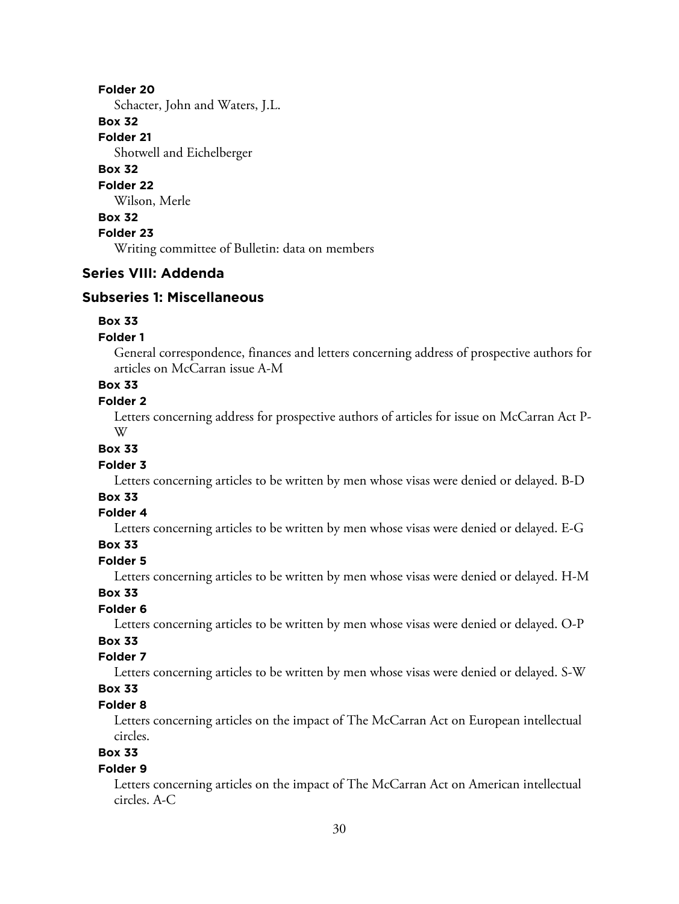**Folder 20**

Schacter, John and Waters, J.L.

**Box 32**

**Folder 21**

Shotwell and Eichelberger

**Box 32**

**Folder 22**

Wilson, Merle

**Box 32**

**Folder 23**

Writing committee of Bulletin: data on members

## Series VIII: Addenda

### Subseries 1: Miscellaneous

**Box 33**

**Folder 1**

General correspondence, finances and letters concerning address of prospective authors for articles on McCarran issue A-M

**Box 33**

**Folder 2**

Letters concerning address for prospective authors of articles for issue on McCarran Act P-W

**Box 33**

**Folder 3**

Letters concerning articles to be written by men whose visas were denied or delayed. B-D

**Box 33**

**Folder 4**

Letters concerning articles to be written by men whose visas were denied or delayed. E-G

**Box 33**

**Folder 5**

Letters concerning articles to be written by men whose visas were denied or delayed. H-M

**Box 33**

**Folder 6**

Letters concerning articles to be written by men whose visas were denied or delayed. O-P

**Box 33**

**Folder 7**

Letters concerning articles to be written by men whose visas were denied or delayed. S-W

**Box 33**

**Folder 8**

Letters concerning articles on the impact of The McCarran Act on European intellectual circles.

**Box 33**

**Folder 9**

Letters concerning articles on the impact of The McCarran Act on American intellectual circles. A-C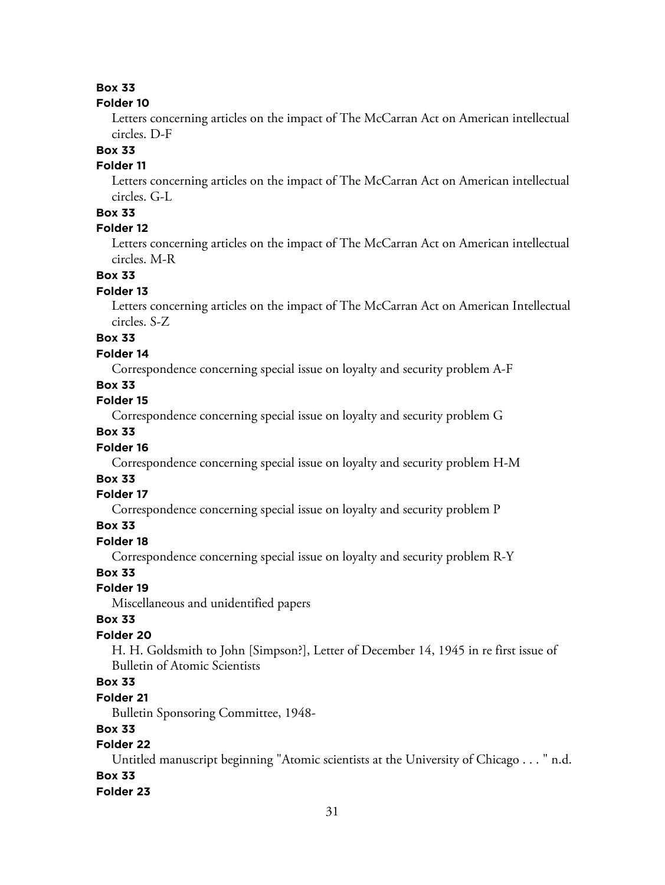**Box 33**

**Folder 10**

Letters concerning articles on the impact of The McCarran Act on American intellectual circles. D-F

**Box 33**

**Folder 11**

Letters concerning articles on the impact of The McCarran Act on American intellectual circles. G-L

**Box 33**

**Folder 12**

Letters concerning articles on the impact of The McCarran Act on American intellectual circles. M-R

**Box 33**

**Folder 13**

Letters concerning articles on the impact of The McCarran Act on American Intellectual circles. S-Z

**Box 33**

**Folder 14**

Correspondence concerning special issue on loyalty and security problem A-F

**Box 33**

**Folder 15**

Correspondence concerning special issue on loyalty and security problem G

**Box 33**

**Folder 16**

Correspondence concerning special issue on loyalty and security problem H-M

**Box 33**

**Folder 17**

Correspondence concerning special issue on loyalty and security problem P

**Box 33**

**Folder 18**

Correspondence concerning special issue on loyalty and security problem R-Y

**Box 33**

**Folder 19**

Miscellaneous and unidentified papers

**Box 33**

**Folder 20**

H. H. Goldsmith to John [Simpson?], Letter of December 14, 1945 in re first issue of Bulletin of Atomic Scientists

**Box 33**

**Folder 21**

Bulletin Sponsoring Committee, 1948-

**Box 33**

**Folder 22**

Untitled manuscript beginning "Atomic scientists at the University of Chicago . . . " n.d.

**Box 33**

**Folder 23**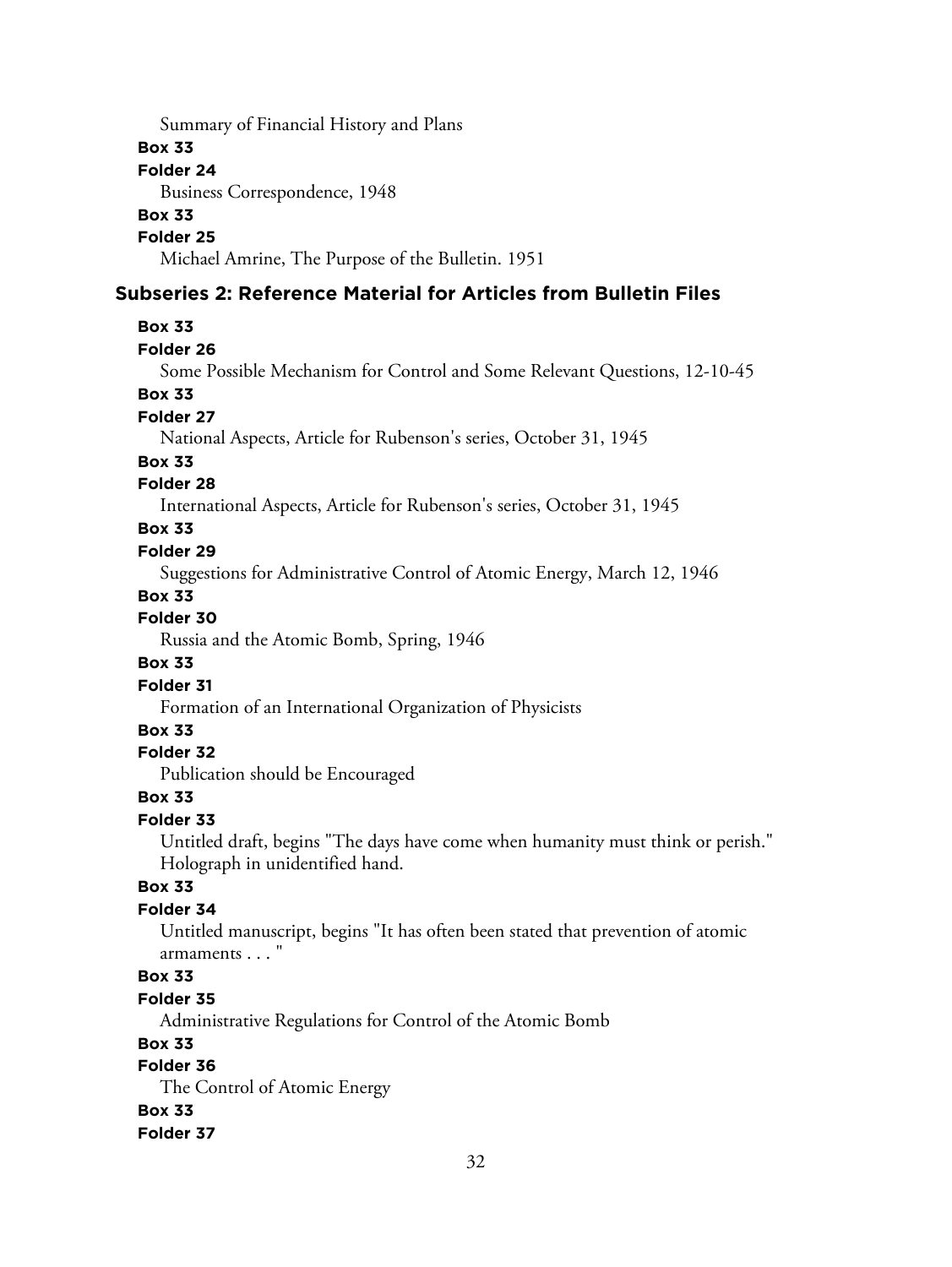Summary of Financial History and Plans

**Box 33**

**Folder 24**

Business Correspondence, 1948

**Box 33**

**Folder 25**

Michael Amrine, The Purpose of the Bulletin. 1951

## Subseries 2: Reference Material for Articles from Bulletin Files

**Box 33**

**Folder 26**

Some Possible Mechanism for Control and Some Relevant Questions, 12-10-45

**Box 33**

**Folder 27**

National Aspects, Article for Rubenson's series, October 31, 1945

**Box 33**

**Folder 28**

International Aspects, Article for Rubenson's series, October 31, 1945

**Box 33**

**Folder 29**

Suggestions for Administrative Control of Atomic Energy, March 12, 1946

**Box 33**

**Folder 30**

Russia and the Atomic Bomb, Spring, 1946

**Box 33**

**Folder 31**

Formation of an International Organization of Physicists

**Box 33**

**Folder 32**

Publication should be Encouraged

**Box 33**

**Folder 33**

Untitled draft, begins "The days have come when humanity must think or perish." Holograph in unidentified hand.

**Box 33**

**Folder 34**

Untitled manuscript, begins "It has often been stated that prevention of atomic armaments . . . "

**Box 33**

**Folder 35**

Administrative Regulations for Control of the Atomic Bomb

**Box 33**

**Folder 36**

The Control of Atomic Energy

**Box 33**

**Folder 37**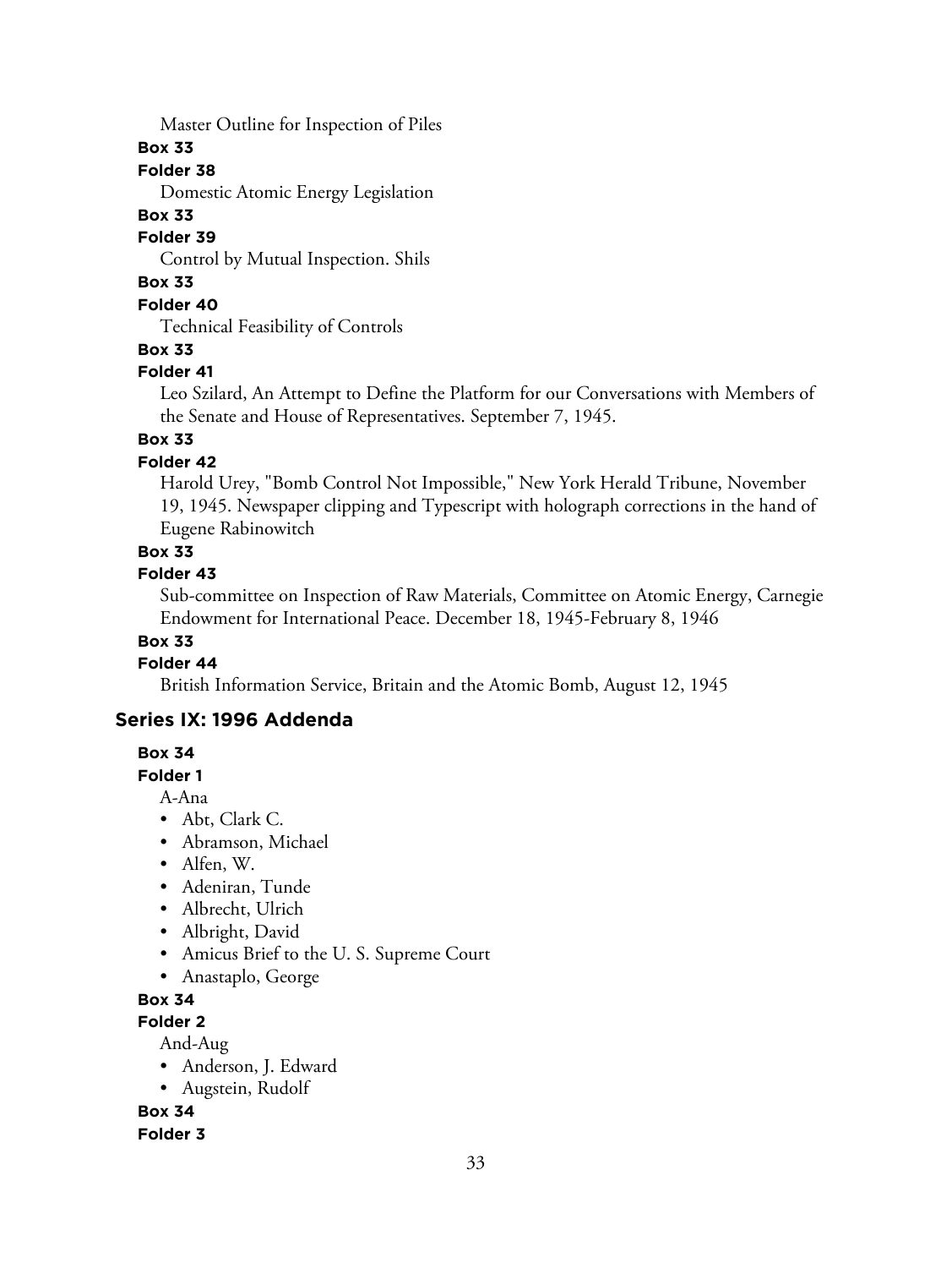Master Outline for Inspection of Piles

**Box 33**

**Folder 38**

Domestic Atomic Energy Legislation

**Box 33**

**Folder 39**

Control by Mutual Inspection. Shils

**Box 33**

**Folder 40**

Technical Feasibility of Controls

**Box 33**

**Folder 41**

Leo Szilard, An Attempt to Define the Platform for our Conversations with Members of the Senate and House of Representatives. September 7, 1945.

**Box 33**

**Folder 42**

Harold Urey, "Bomb Control Not Impossible," New York Herald Tribune, November 19, 1945. Newspaper clipping and Typescript with holograph corrections in the hand of Eugene Rabinowitch

**Box 33**

**Folder 43**

Sub-committee on Inspection of Raw Materials, Committee on Atomic Energy, Carnegie Endowment for International Peace. December 18, 1945-February 8, 1946

**Box 33**

**Folder 44**

British Information Service, Britain and the Atomic Bomb, August 12, 1945

## Series IX: 1996 Addenda

**Box 34**

**Folder 1**

A-Ana

- Abt, Clark C.
- Abramson, Michael
- Alfen, W.
- Adeniran, Tunde
- Albrecht, Ulrich
- Albright, David
- Amicus Brief to the U. S. Supreme Court
- Anastaplo, George

**Box 34**

**Folder 2**

And-Aug

- Anderson, J. Edward
- Augstein, Rudolf

**Box 34**

**Folder 3**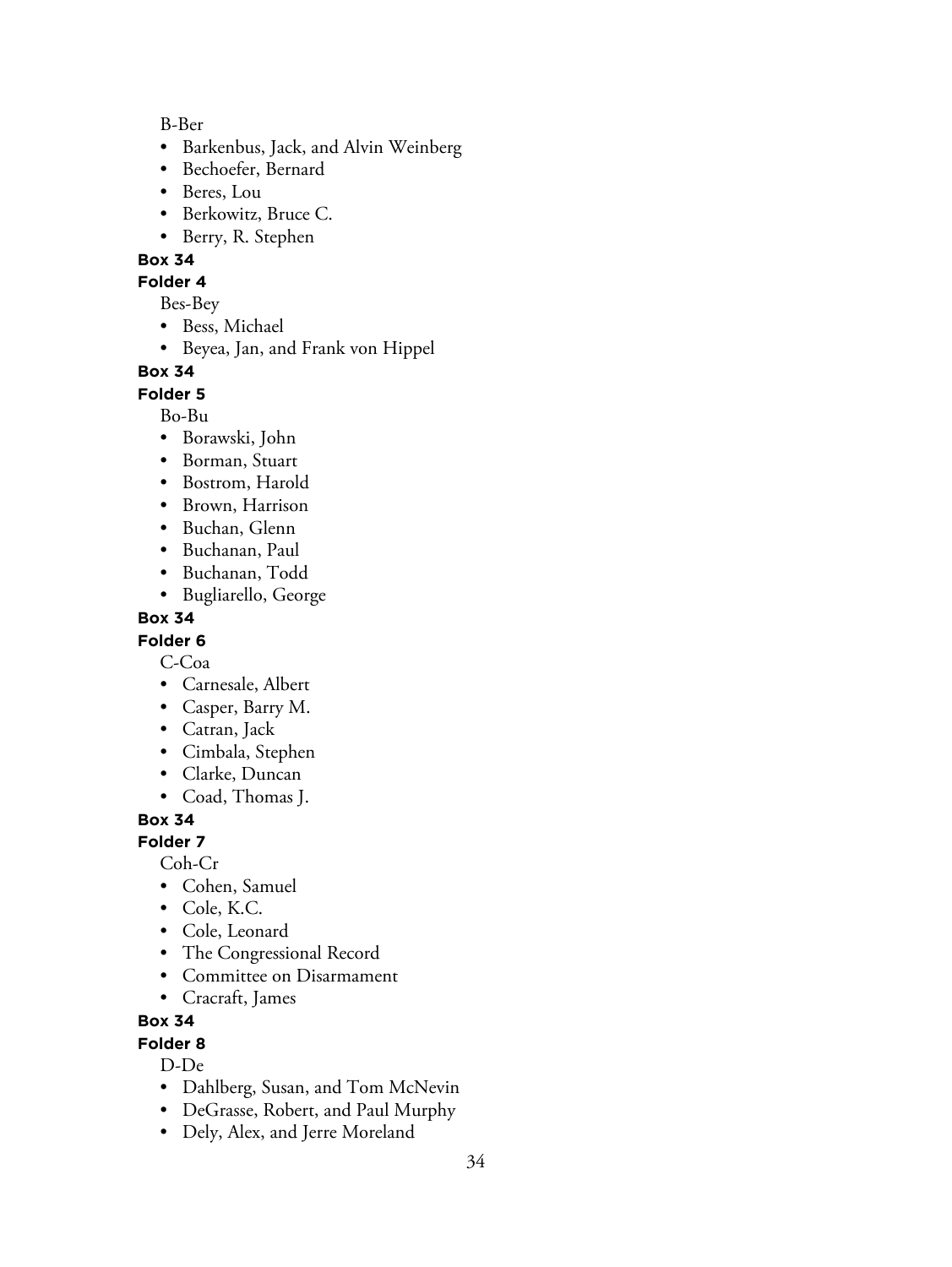B-Ber

- Barkenbus, Jack, and Alvin Weinberg
- Bechoefer, Bernard
- Beres, Lou
- Berkowitz, Bruce C.
- Berry, R. Stephen

**Box 34**

**Folder 4**

Bes-Bey

- Bess, Michael
- Beyea, Jan, and Frank von Hippel

**Box 34**

**Folder 5**

Bo-Bu

- Borawski, John
- Borman, Stuart
- Bostrom, Harold
- Brown, Harrison
- Buchan, Glenn
- Buchanan, Paul
- Buchanan, Todd
- Bugliarello, George

**Box 34**

**Folder 6**

C-Coa

- Carnesale, Albert
- Casper, Barry M.
- Catran, Jack
- Cimbala, Stephen
- Clarke, Duncan
- Coad, Thomas J.

**Box 34**

**Folder 7**

Coh-Cr

- Cohen, Samuel
- Cole, K.C.
- Cole, Leonard
- The Congressional Record
- Committee on Disarmament
- Cracraft, James

**Box 34**

**Folder 8**

D-De

- Dahlberg, Susan, and Tom McNevin
- DeGrasse, Robert, and Paul Murphy
- Dely, Alex, and Jerre Moreland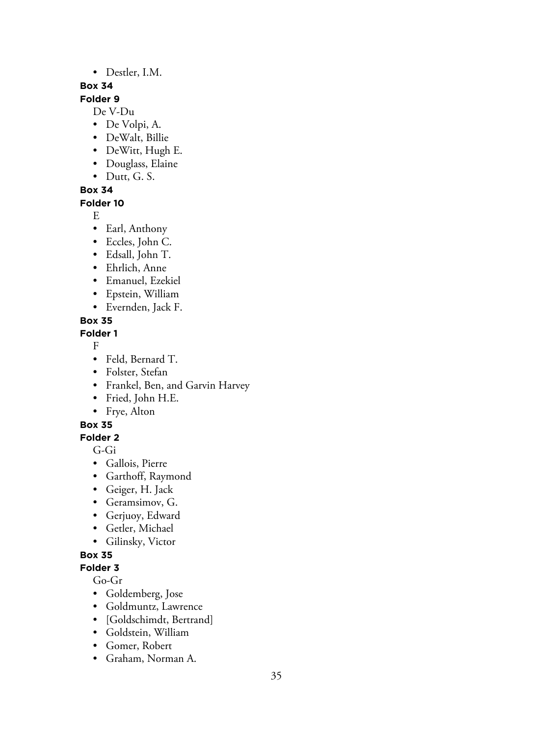- Destler, I.M.

**Box 34**

**Folder 9**

De V-Du

- De Volpi, A.
- DeWalt, Billie
- DeWitt, Hugh E.
- Douglass, Elaine
- Dutt, G. S.

**Box 34**

**Folder 10**

E

- Earl, Anthony
- Eccles, John C.
- Edsall, John T.
- Ehrlich, Anne
- Emanuel, Ezekiel
- Epstein, William
- Evernden, Jack F.

**Box 35**

**Folder 1**

F

- Feld, Bernard T.
- Folster, Stefan
- Frankel, Ben, and Garvin Harvey
- Fried, John H.E.
- Frye, Alton

**Box 35**

**Folder 2**

G-Gi

- Gallois, Pierre
- Garthoff, Raymond
- Geiger, H. Jack
- Geramsimov, G.
- Gerjuoy, Edward
- Getler, Michael
- Gilinsky, Victor

**Box 35**

**Folder 3**

Go-Gr

- Goldemberg, Jose
- Goldmuntz, Lawrence
- [Goldschimdt, Bertrand]
- Goldstein, William
- Gomer, Robert
- Graham, Norman A.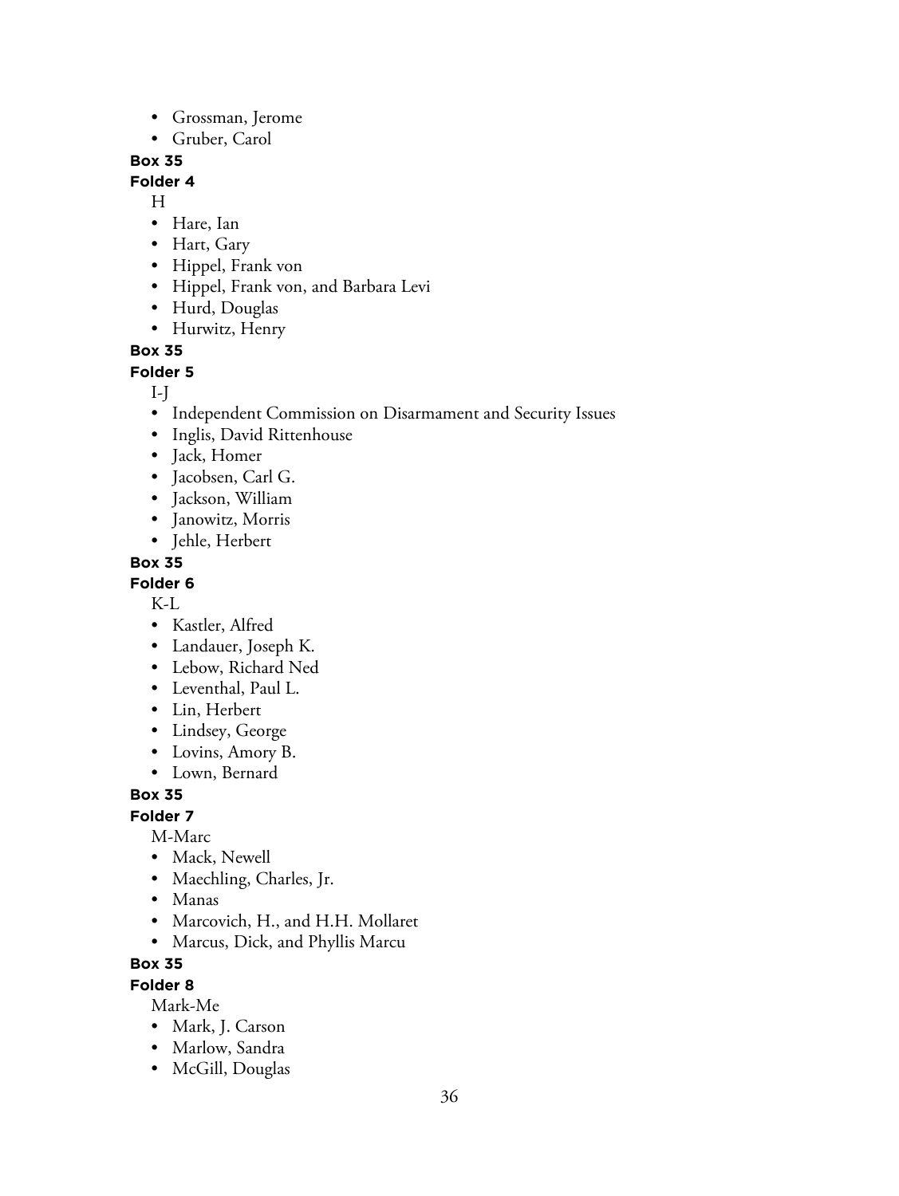- Grossman, Jerome
- Gruber, Carol

**Box 35**

**Folder 4**

H

- Hare, Ian
- Hart, Gary
- Hippel, Frank von
- Hippel, Frank von, and Barbara Levi
- Hurd, Douglas
- Hurwitz, Henry

**Box 35**

**Folder 5**

I-J

- Independent Commission on Disarmament and Security Issues
- Inglis, David Rittenhouse
- Jack, Homer
- Jacobsen, Carl G.
- Jackson, William
- Janowitz, Morris
- Jehle, Herbert

**Box 35**

**Folder 6**

K-L

- Kastler, Alfred
- Landauer, Joseph K.
- Lebow, Richard Ned
- Leventhal, Paul L.
- Lin, Herbert
- Lindsey, George
- Lovins, Amory B.
- Lown, Bernard

**Box 35**

**Folder 7**

M-Marc

- Mack, Newell
- Maechling, Charles, Jr.
- Manas
- Marcovich, H., and H.H. Mollaret
- Marcus, Dick, and Phyllis Marcu

**Box 35**

**Folder 8**

Mark-Me

- Mark, J. Carson
- Marlow, Sandra
- McGill, Douglas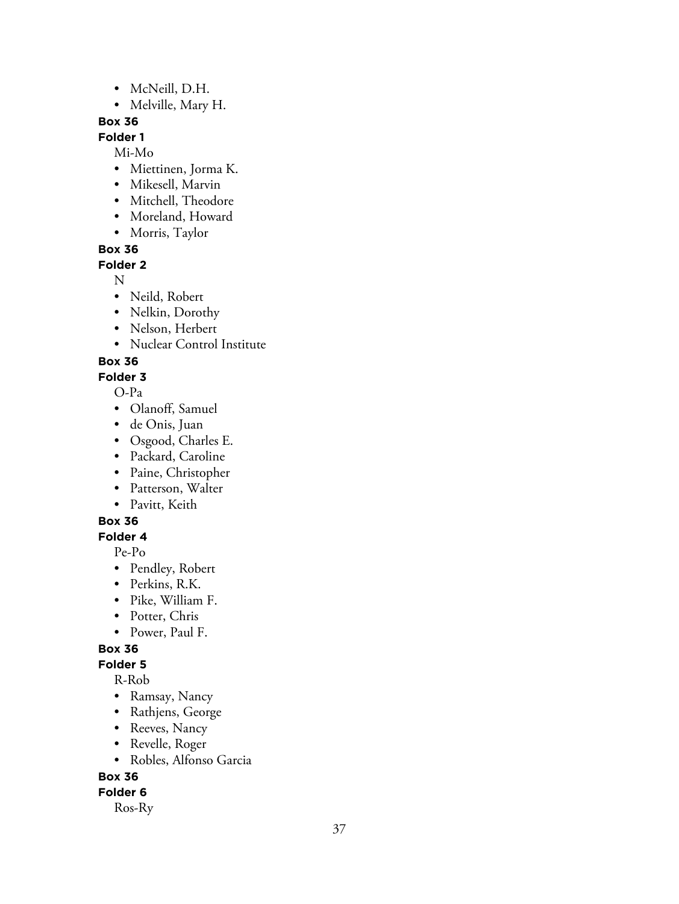- McNeill, D.H.
- Melville, Mary H.

**Box 36**

**Folder 1**

Mi-Mo

- Miettinen, Jorma K.
- Mikesell, Marvin
- Mitchell, Theodore
- Moreland, Howard
- Morris, Taylor

**Box 36**

**Folder 2**

N

- Neild, Robert
- Nelkin, Dorothy
- Nelson, Herbert
- Nuclear Control Institute

**Box 36**

**Folder 3**

O-Pa

- Olanoff, Samuel
- de Onis, Juan
- Osgood, Charles E.
- Packard, Caroline
- Paine, Christopher
- Patterson, Walter
- Pavitt, Keith

**Box 36**

**Folder 4**

Pe-Po

- Pendley, Robert
- Perkins, R.K.
- Pike, William F.
- Potter, Chris
- Power, Paul F.

**Box 36**

**Folder 5**

R-Rob

- Ramsay, Nancy
- Rathjens, George
- Reeves, Nancy
- Revelle, Roger
- Robles, Alfonso Garcia

**Box 36**

**Folder 6**

Ros-Ry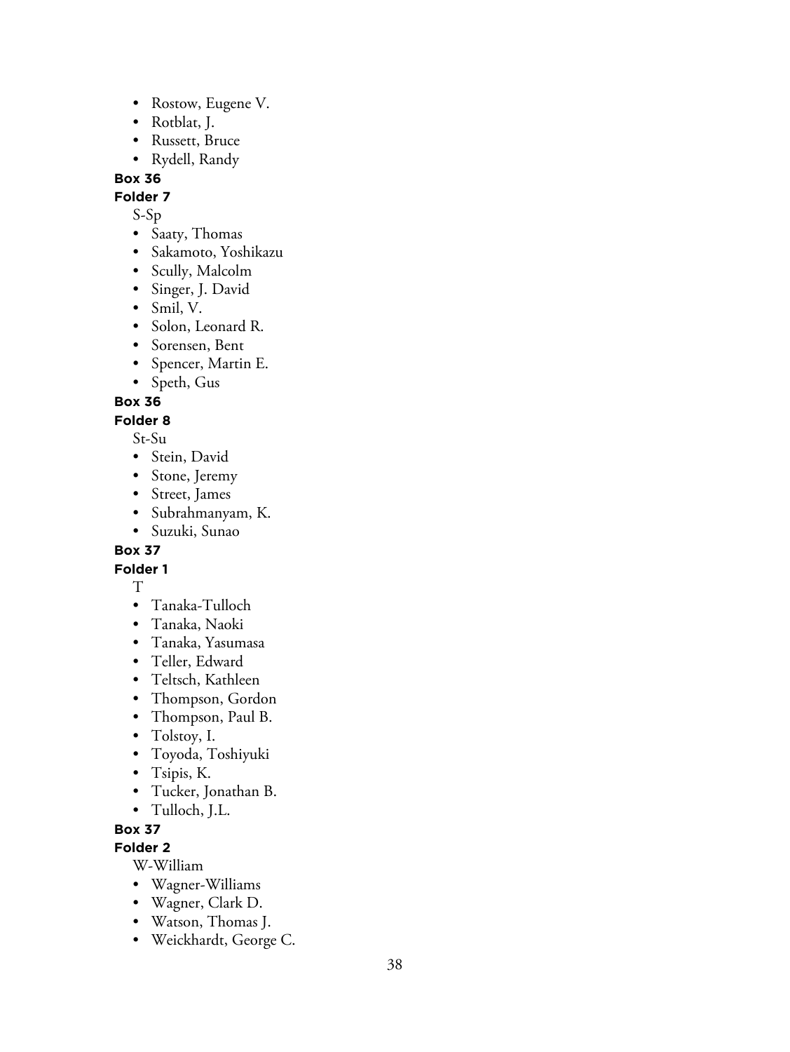- Rostow, Eugene V.
- Rotblat, J.
- Russett, Bruce
- Rydell, Randy

**Box 36**

**Folder 7**

S-Sp

- Saaty, Thomas
- Sakamoto, Yoshikazu
- Scully, Malcolm
- Singer, J. David
- Smil, V.
- Solon, Leonard R.
- Sorensen, Bent
- Spencer, Martin E.
- Speth, Gus

**Box 36**

**Folder 8**

St-Su

- Stein, David
- Stone, Jeremy
- Street, James
- Subrahmanyam, K.
- Suzuki, Sunao

**Box 37**

**Folder 1**

T

- Tanaka-Tulloch
- Tanaka, Naoki
- Tanaka, Yasumasa
- Teller, Edward
- Teltsch, Kathleen
- Thompson, Gordon
- Thompson, Paul B.
- Tolstoy, I.
- Toyoda, Toshiyuki
- Tsipis, K.
- Tucker, Jonathan B.
- Tulloch, J.L.

**Box 37**

**Folder 2**

W-William

- Wagner-Williams
- Wagner, Clark D.
- Watson, Thomas J.
- Weickhardt, George C.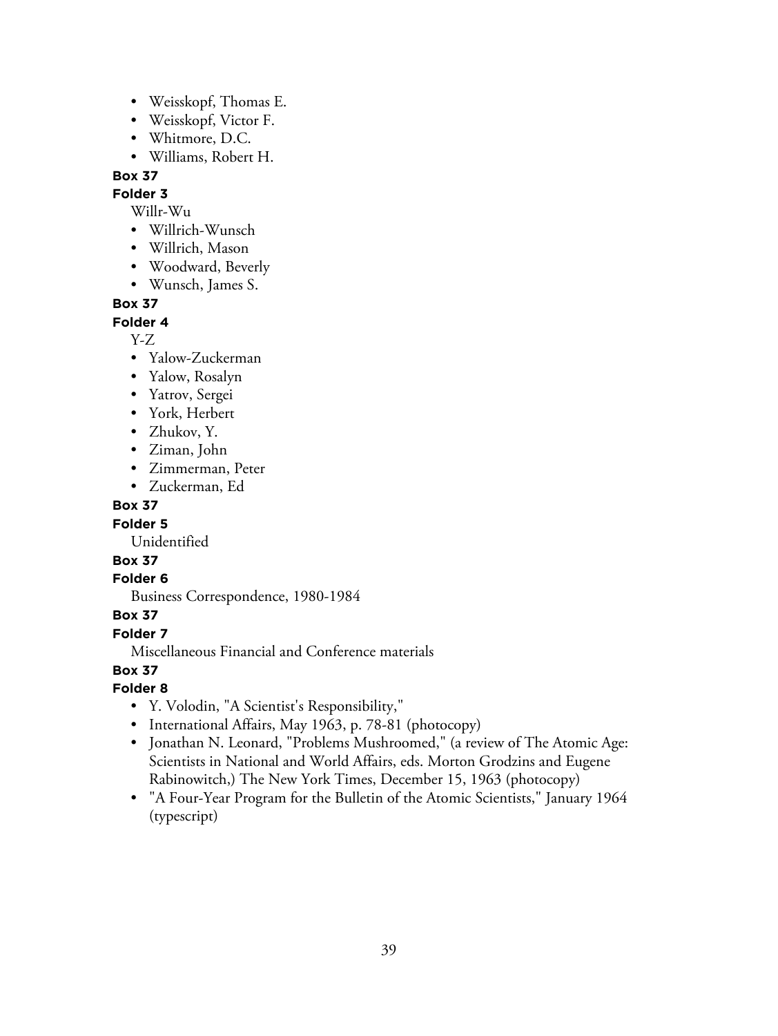- Weisskopf, Thomas E.
- Weisskopf, Victor F.
- Whitmore, D.C.
- Williams, Robert H.

**Box 37**

**Folder 3**

Willr-Wu

- Willrich-Wunsch
- Willrich, Mason
- Woodward, Beverly
- Wunsch, James S.

**Box 37**

**Folder 4**

Y-Z

- Yalow-Zuckerman
- Yalow, Rosalyn
- Yatrov, Sergei
- York, Herbert
- Zhukov, Y.
- Ziman, John
- Zimmerman, Peter
- Zuckerman, Ed

**Box 37**

**Folder 5**

Unidentified

**Box 37**

**Folder 6**

Business Correspondence, 1980-1984

**Box 37**

**Folder 7**

Miscellaneous Financial and Conference materials

**Box 37**

**Folder 8**

- Y. Volodin, "A Scientist's Responsibility,"
- International Affairs, May 1963, p. 78-81 (photocopy)
- Jonathan N. Leonard, "Problems Mushroomed," (a review of The Atomic Age: Scientists in National and World Affairs, eds. Morton Grodzins and Eugene Rabinowitch,) The New York Times, December 15, 1963 (photocopy)
- "A Four-Year Program for the Bulletin of the Atomic Scientists," January 1964 (typescript)